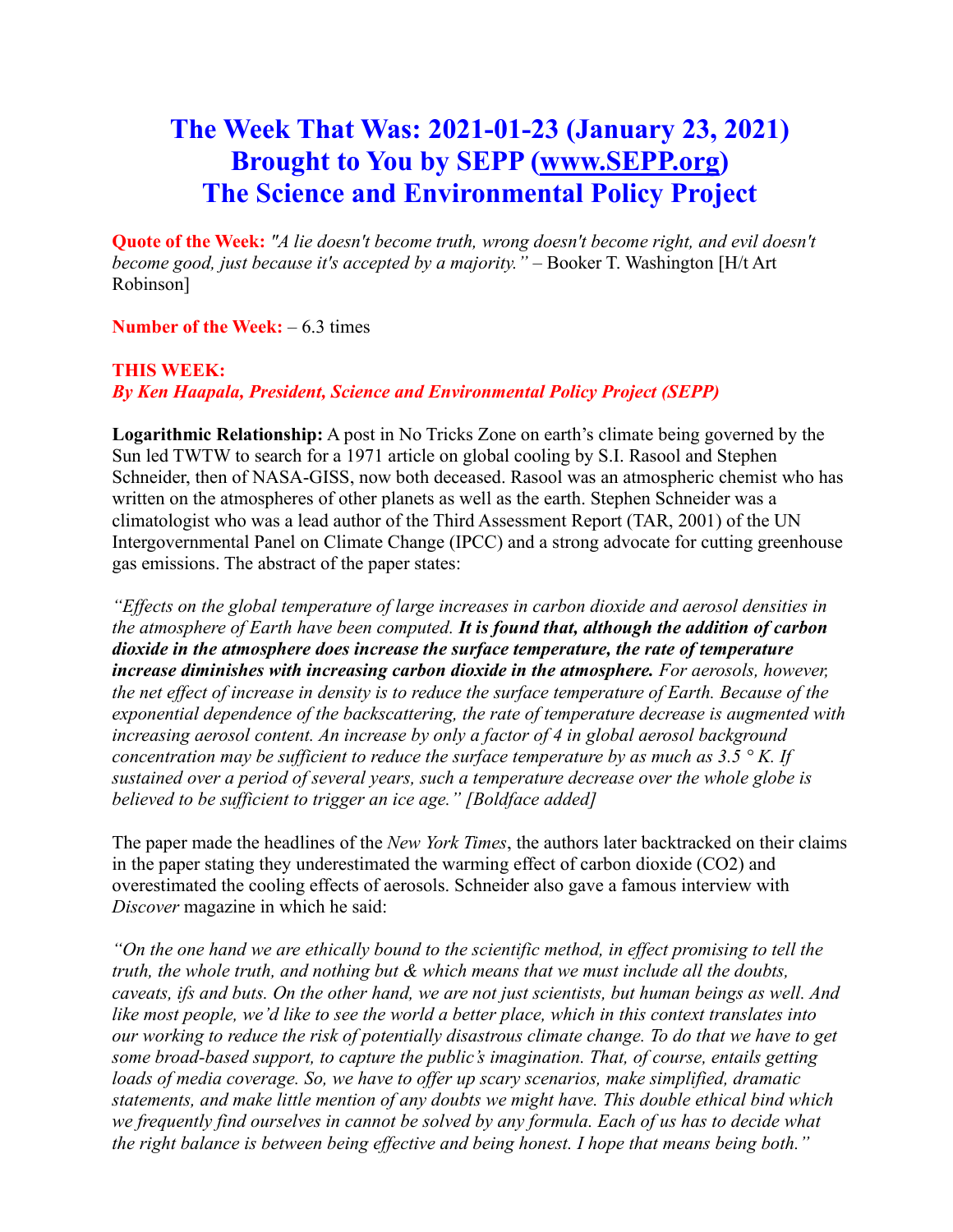# The Week That Was: 2021-01-23 (January 23, 2021)
# Brought to You by SEPP (www.SEPP.org)
# The Science and Environmental Policy Project

**Quote of the Week:** *"A lie doesn't become truth, wrong doesn't become right, and evil doesn't become good, just because it's accepted by a majority."* – Booker T. Washington [H/t Art Robinson]

**Number of the Week:** – 6.3 times

**THIS WEEK:**
***By Ken Haapala, President, Science and Environmental Policy Project (SEPP)***

**Logarithmic Relationship:** A post in No Tricks Zone on earth's climate being governed by the Sun led TWTW to search for a 1971 article on global cooling by S.I. Rasool and Stephen Schneider, then of NASA-GISS, now both deceased. Rasool was an atmospheric chemist who has written on the atmospheres of other planets as well as the earth. Stephen Schneider was a climatologist who was a lead author of the Third Assessment Report (TAR, 2001) of the UN Intergovernmental Panel on Climate Change (IPCC) and a strong advocate for cutting greenhouse gas emissions. The abstract of the paper states:

*"Effects on the global temperature of large increases in carbon dioxide and aerosol densities in the atmosphere of Earth have been computed.* ***It is found that, although the addition of carbon dioxide in the atmosphere does increase the surface temperature, the rate of temperature increase diminishes with increasing carbon dioxide in the atmosphere.*** *For aerosols, however, the net effect of increase in density is to reduce the surface temperature of Earth. Because of the exponential dependence of the backscattering, the rate of temperature decrease is augmented with increasing aerosol content. An increase by only a factor of 4 in global aerosol background concentration may be sufficient to reduce the surface temperature by as much as 3.5 ° K. If sustained over a period of several years, such a temperature decrease over the whole globe is believed to be sufficient to trigger an ice age." [Boldface added]*

The paper made the headlines of the *New York Times*, the authors later backtracked on their claims in the paper stating they underestimated the warming effect of carbon dioxide ($CO_2$) and overestimated the cooling effects of aerosols. Schneider also gave a famous interview with *Discover* magazine in which he said:

*"On the one hand we are ethically bound to the scientific method, in effect promising to tell the truth, the whole truth, and nothing but & which means that we must include all the doubts, caveats, ifs and buts. On the other hand, we are not just scientists, but human beings as well. And like most people, we'd like to see the world a better place, which in this context translates into our working to reduce the risk of potentially disastrous climate change. To do that we have to get some broad-based support, to capture the public's imagination. That, of course, entails getting loads of media coverage. So, we have to offer up scary scenarios, make simplified, dramatic statements, and make little mention of any doubts we might have. This double ethical bind which we frequently find ourselves in cannot be solved by any formula. Each of us has to decide what the right balance is between being effective and being honest. I hope that means being both."*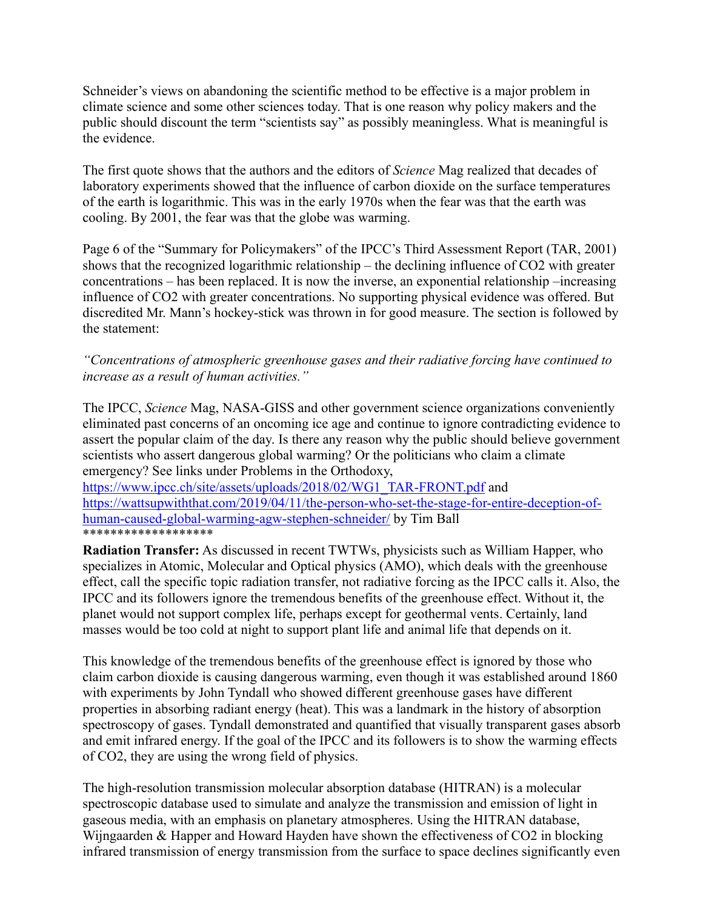Schneider's views on abandoning the scientific method to be effective is a major problem in climate science and some other sciences today. That is one reason why policy makers and the public should discount the term "scientists say" as possibly meaningless. What is meaningful is the evidence.

The first quote shows that the authors and the editors of *Science* Mag realized that decades of laboratory experiments showed that the influence of carbon dioxide on the surface temperatures of the earth is logarithmic. This was in the early 1970s when the fear was that the earth was cooling. By 2001, the fear was that the globe was warming.

Page 6 of the "Summary for Policymakers" of the IPCC's Third Assessment Report (TAR, 2001) shows that the recognized logarithmic relationship – the declining influence of $CO_2$ with greater concentrations – has been replaced. It is now the inverse, an exponential relationship –increasing influence of $CO_2$ with greater concentrations. No supporting physical evidence was offered. But discredited Mr. Mann's hockey-stick was thrown in for good measure. The section is followed by the statement:

*"Concentrations of atmospheric greenhouse gases and their radiative forcing have continued to increase as a result of human activities."*

The IPCC, *Science* Mag, NASA-GISS and other government science organizations conveniently eliminated past concerns of an oncoming ice age and continue to ignore contradicting evidence to assert the popular claim of the day. Is there any reason why the public should believe government scientists who assert dangerous global warming? Or the politicians who claim a climate emergency? See links under Problems in the Orthodoxy, https://www.ipcc.ch/site/assets/uploads/2018/02/WG1_TAR-FRONT.pdf and https://wattsupwiththat.com/2019/04/11/the-person-who-set-the-stage-for-entire-deception-of-human-caused-global-warming-agw-stephen-schneider/ by Tim Ball

*******************

**Radiation Transfer:** As discussed in recent TWTWs, physicists such as William Happer, who specializes in Atomic, Molecular and Optical physics (AMO), which deals with the greenhouse effect, call the specific topic radiation transfer, not radiative forcing as the IPCC calls it. Also, the IPCC and its followers ignore the tremendous benefits of the greenhouse effect. Without it, the planet would not support complex life, perhaps except for geothermal vents. Certainly, land masses would be too cold at night to support plant life and animal life that depends on it.

This knowledge of the tremendous benefits of the greenhouse effect is ignored by those who claim carbon dioxide is causing dangerous warming, even though it was established around 1860 with experiments by John Tyndall who showed different greenhouse gases have different properties in absorbing radiant energy (heat). This was a landmark in the history of absorption spectroscopy of gases. Tyndall demonstrated and quantified that visually transparent gases absorb and emit infrared energy. If the goal of the IPCC and its followers is to show the warming effects of $CO_2$, they are using the wrong field of physics.

The high-resolution transmission molecular absorption database (HITRAN) is a molecular spectroscopic database used to simulate and analyze the transmission and emission of light in gaseous media, with an emphasis on planetary atmospheres. Using the HITRAN database, Wijngaarden & Happer and Howard Hayden have shown the effectiveness of $CO_2$ in blocking infrared transmission of energy transmission from the surface to space declines significantly even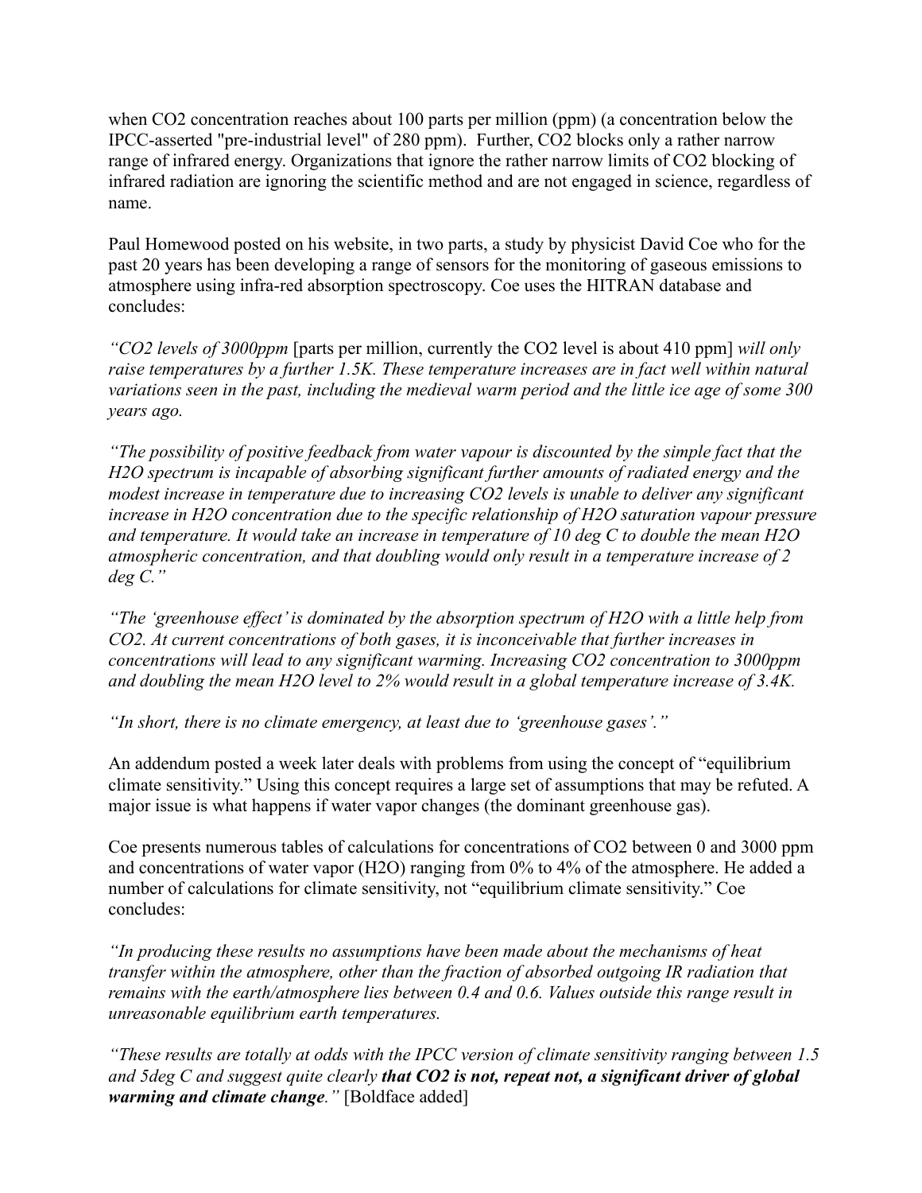when $CO_2$ concentration reaches about 100 parts per million (ppm) (a concentration below the IPCC-asserted "pre-industrial level" of 280 ppm). Further, $CO_2$ blocks only a rather narrow range of infrared energy. Organizations that ignore the rather narrow limits of $CO_2$ blocking of infrared radiation are ignoring the scientific method and are not engaged in science, regardless of name.

Paul Homewood posted on his website, in two parts, a study by physicist David Coe who for the past 20 years has been developing a range of sensors for the monitoring of gaseous emissions to atmosphere using infra-red absorption spectroscopy. Coe uses the HITRAN database and concludes:

*"$CO_2$ levels of 3000ppm* [parts per million, currently the $CO_2$ level is about 410 ppm] *will only raise temperatures by a further 1.5K. These temperature increases are in fact well within natural variations seen in the past, including the medieval warm period and the little ice age of some 300 years ago.*

*"The possibility of positive feedback from water vapour is discounted by the simple fact that the $H_2O$ spectrum is incapable of absorbing significant further amounts of radiated energy and the modest increase in temperature due to increasing $CO_2$ levels is unable to deliver any significant increase in $H_2O$ concentration due to the specific relationship of $H_2O$ saturation vapour pressure and temperature. It would take an increase in temperature of 10 deg C to double the mean $H_2O$ atmospheric concentration, and that doubling would only result in a temperature increase of 2 deg C."*

*"The 'greenhouse effect' is dominated by the absorption spectrum of $H_2O$ with a little help from $CO_2$. At current concentrations of both gases, it is inconceivable that further increases in concentrations will lead to any significant warming. Increasing $CO_2$ concentration to 3000ppm and doubling the mean $H_2O$ level to 2% would result in a global temperature increase of 3.4K.*

*"In short, there is no climate emergency, at least due to 'greenhouse gases'."*

An addendum posted a week later deals with problems from using the concept of "equilibrium climate sensitivity." Using this concept requires a large set of assumptions that may be refuted. A major issue is what happens if water vapor changes (the dominant greenhouse gas).

Coe presents numerous tables of calculations for concentrations of $CO_2$ between 0 and 3000 ppm and concentrations of water vapor ($H_2O$) ranging from 0% to 4% of the atmosphere. He added a number of calculations for climate sensitivity, not "equilibrium climate sensitivity." Coe concludes:

*"In producing these results no assumptions have been made about the mechanisms of heat transfer within the atmosphere, other than the fraction of absorbed outgoing IR radiation that remains with the earth/atmosphere lies between 0.4 and 0.6. Values outside this range result in unreasonable equilibrium earth temperatures.*

*"These results are totally at odds with the IPCC version of climate sensitivity ranging between 1.5 and 5deg C and suggest quite clearly* ***that $CO_2$ is not, repeat not, a significant driver of global warming and climate change****."* [Boldface added]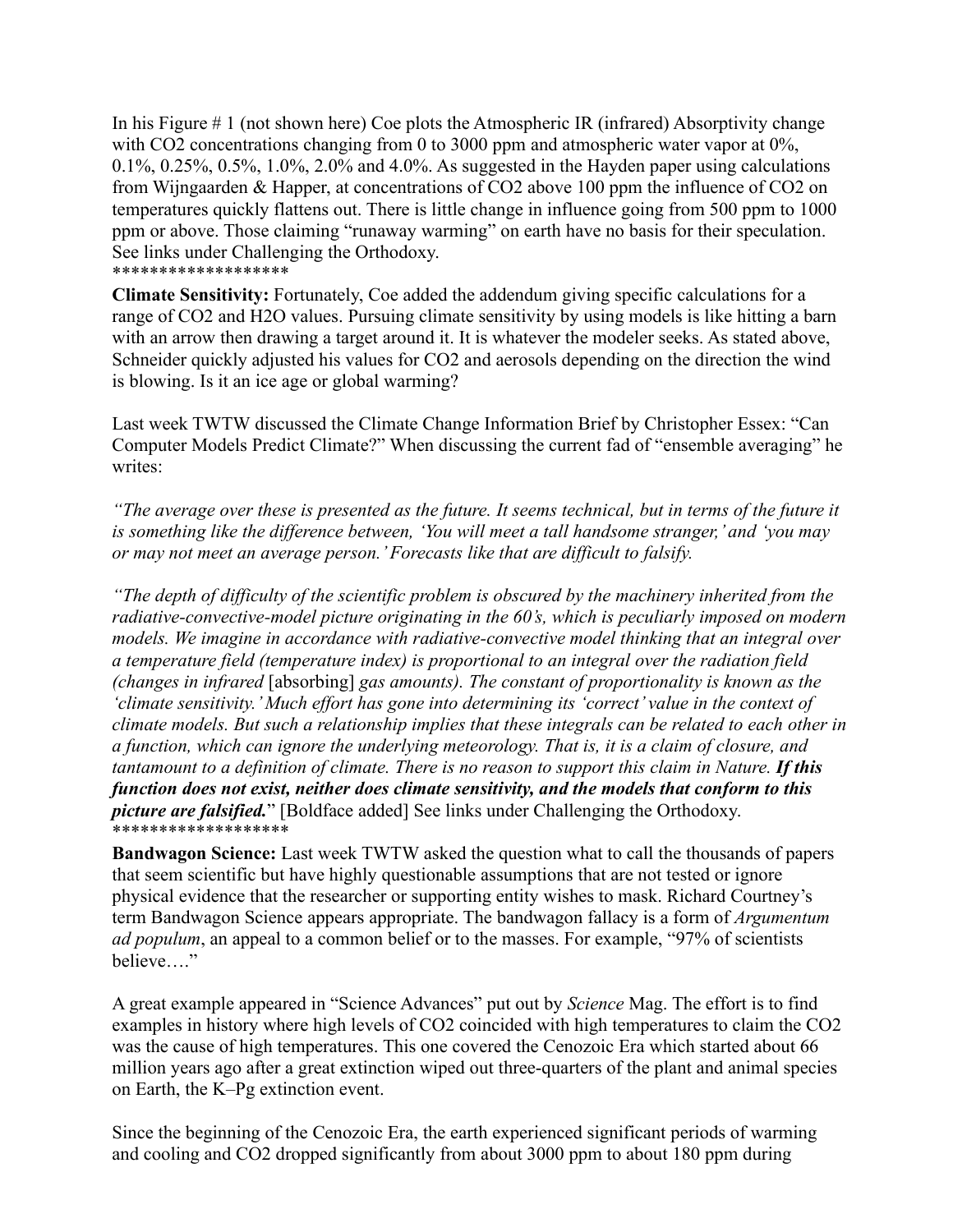In his Figure # 1 (not shown here) Coe plots the Atmospheric IR (infrared) Absorptivity change with $CO_2$ concentrations changing from 0 to 3000 ppm and atmospheric water vapor at 0%, 0.1%, 0.25%, 0.5%, 1.0%, 2.0% and 4.0%. As suggested in the Hayden paper using calculations from Wijngaarden & Happer, at concentrations of $CO_2$ above 100 ppm the influence of $CO_2$ on temperatures quickly flattens out. There is little change in influence going from 500 ppm to 1000 ppm or above. Those claiming "runaway warming" on earth have no basis for their speculation. See links under Challenging the Orthodoxy.

*******************

**Climate Sensitivity:** Fortunately, Coe added the addendum giving specific calculations for a range of $CO_2$ and $H_2O$ values. Pursuing climate sensitivity by using models is like hitting a barn with an arrow then drawing a target around it. It is whatever the modeler seeks. As stated above, Schneider quickly adjusted his values for $CO_2$ and aerosols depending on the direction the wind is blowing. Is it an ice age or global warming?

Last week TWTW discussed the Climate Change Information Brief by Christopher Essex: "Can Computer Models Predict Climate?" When discussing the current fad of "ensemble averaging" he writes:

*"The average over these is presented as the future. It seems technical, but in terms of the future it is something like the difference between, 'You will meet a tall handsome stranger,' and 'you may or may not meet an average person.' Forecasts like that are difficult to falsify.*

*"The depth of difficulty of the scientific problem is obscured by the machinery inherited from the radiative-convective-model picture originating in the 60's, which is peculiarly imposed on modern models. We imagine in accordance with radiative-convective model thinking that an integral over a temperature field (temperature index) is proportional to an integral over the radiation field (changes in infrared* [absorbing] *gas amounts). The constant of proportionality is known as the 'climate sensitivity.' Much effort has gone into determining its 'correct' value in the context of climate models. But such a relationship implies that these integrals can be related to each other in a function, which can ignore the underlying meteorology. That is, it is a claim of closure, and tantamount to a definition of climate. There is no reason to support this claim in Nature. **If this function does not exist, neither does climate sensitivity, and the models that conform to this picture are falsified.**"* [Boldface added] See links under Challenging the Orthodoxy.

*******************

**Bandwagon Science:** Last week TWTW asked the question what to call the thousands of papers that seem scientific but have highly questionable assumptions that are not tested or ignore physical evidence that the researcher or supporting entity wishes to mask. Richard Courtney's term Bandwagon Science appears appropriate. The bandwagon fallacy is a form of *Argumentum ad populum*, an appeal to a common belief or to the masses. For example, "97% of scientists believe…."

A great example appeared in "Science Advances" put out by *Science* Mag. The effort is to find examples in history where high levels of $CO_2$ coincided with high temperatures to claim the $CO_2$ was the cause of high temperatures. This one covered the Cenozoic Era which started about 66 million years ago after a great extinction wiped out three-quarters of the plant and animal species on Earth, the K–Pg extinction event.

Since the beginning of the Cenozoic Era, the earth experienced significant periods of warming and cooling and $CO_2$ dropped significantly from about 3000 ppm to about 180 ppm during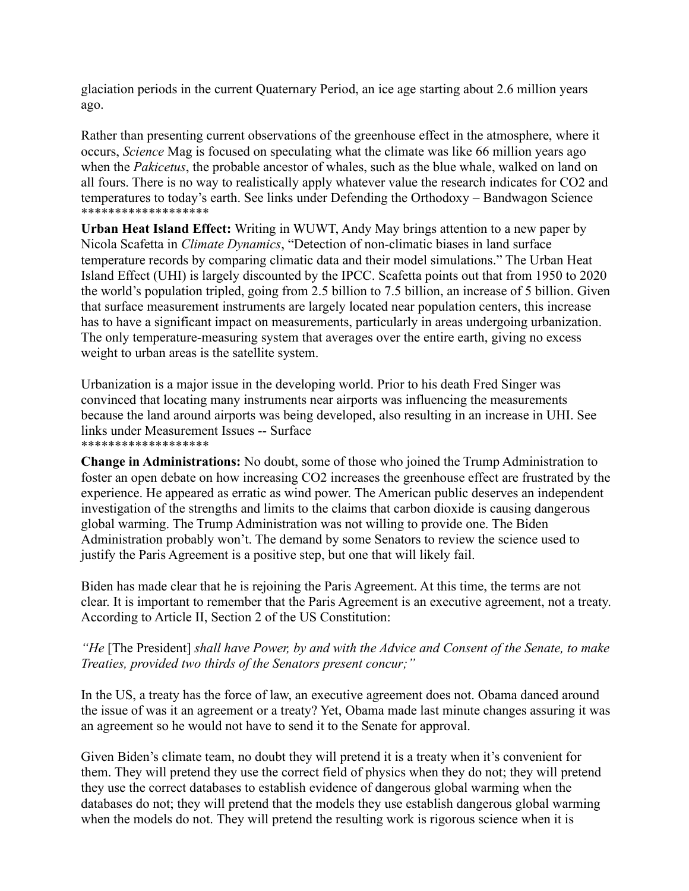glaciation periods in the current Quaternary Period, an ice age starting about 2.6 million years ago.

Rather than presenting current observations of the greenhouse effect in the atmosphere, where it occurs, *Science* Mag is focused on speculating what the climate was like 66 million years ago when the *Pakicetus*, the probable ancestor of whales, such as the blue whale, walked on land on all fours. There is no way to realistically apply whatever value the research indicates for CO2 and temperatures to today's earth. See links under Defending the Orthodoxy – Bandwagon Science
******************

**Urban Heat Island Effect:** Writing in WUWT, Andy May brings attention to a new paper by Nicola Scafetta in *Climate Dynamics*, "Detection of non-climatic biases in land surface temperature records by comparing climatic data and their model simulations." The Urban Heat Island Effect (UHI) is largely discounted by the IPCC. Scafetta points out that from 1950 to 2020 the world's population tripled, going from 2.5 billion to 7.5 billion, an increase of 5 billion. Given that surface measurement instruments are largely located near population centers, this increase has to have a significant impact on measurements, particularly in areas undergoing urbanization. The only temperature-measuring system that averages over the entire earth, giving no excess weight to urban areas is the satellite system.

Urbanization is a major issue in the developing world. Prior to his death Fred Singer was convinced that locating many instruments near airports was influencing the measurements because the land around airports was being developed, also resulting in an increase in UHI. See links under Measurement Issues -- Surface
******************

**Change in Administrations:** No doubt, some of those who joined the Trump Administration to foster an open debate on how increasing CO2 increases the greenhouse effect are frustrated by the experience. He appeared as erratic as wind power. The American public deserves an independent investigation of the strengths and limits to the claims that carbon dioxide is causing dangerous global warming. The Trump Administration was not willing to provide one. The Biden Administration probably won't. The demand by some Senators to review the science used to justify the Paris Agreement is a positive step, but one that will likely fail.

Biden has made clear that he is rejoining the Paris Agreement. At this time, the terms are not clear. It is important to remember that the Paris Agreement is an executive agreement, not a treaty. According to Article II, Section 2 of the US Constitution:

*"He* [The President] *shall have Power, by and with the Advice and Consent of the Senate, to make Treaties, provided two thirds of the Senators present concur;"*

In the US, a treaty has the force of law, an executive agreement does not. Obama danced around the issue of was it an agreement or a treaty? Yet, Obama made last minute changes assuring it was an agreement so he would not have to send it to the Senate for approval.

Given Biden's climate team, no doubt they will pretend it is a treaty when it's convenient for them. They will pretend they use the correct field of physics when they do not; they will pretend they use the correct databases to establish evidence of dangerous global warming when the databases do not; they will pretend that the models they use establish dangerous global warming when the models do not. They will pretend the resulting work is rigorous science when it is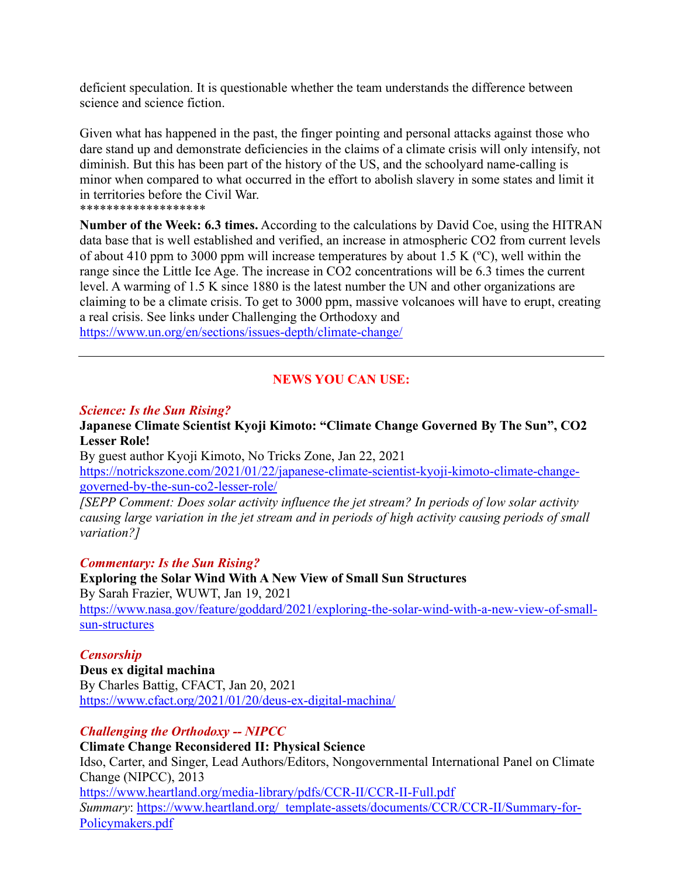deficient speculation. It is questionable whether the team understands the difference between science and science fiction.

Given what has happened in the past, the finger pointing and personal attacks against those who dare stand up and demonstrate deficiencies in the claims of a climate crisis will only intensify, not diminish. But this has been part of the history of the US, and the schoolyard name-calling is minor when compared to what occurred in the effort to abolish slavery in some states and limit it in territories before the Civil War.

******************

**Number of the Week: 6.3 times.** According to the calculations by David Coe, using the HITRAN data base that is well established and verified, an increase in atmospheric $CO_2$ from current levels of about 410 ppm to 3000 ppm will increase temperatures by about 1.5 K (ºC), well within the range since the Little Ice Age. The increase in $CO_2$ concentrations will be 6.3 times the current level. A warming of 1.5 K since 1880 is the latest number the UN and other organizations are claiming to be a climate crisis. To get to 3000 ppm, massive volcanoes will have to erupt, creating a real crisis. See links under Challenging the Orthodoxy and https://www.un.org/en/sections/issues-depth/climate-change/

---

## NEWS YOU CAN USE:

***Science: Is the Sun Rising?***

**Japanese Climate Scientist Kyoji Kimoto: "Climate Change Governed By The Sun", CO2 Lesser Role!**

By guest author Kyoji Kimoto, No Tricks Zone, Jan 22, 2021

https://notrickszone.com/2021/01/22/japanese-climate-scientist-kyoji-kimoto-climate-change-governed-by-the-sun-co2-lesser-role/

*[SEPP Comment: Does solar activity influence the jet stream? In periods of low solar activity causing large variation in the jet stream and in periods of high activity causing periods of small variation?]*

***Commentary: Is the Sun Rising?***

**Exploring the Solar Wind With A New View of Small Sun Structures**

By Sarah Frazier, WUWT, Jan 19, 2021

https://www.nasa.gov/feature/goddard/2021/exploring-the-solar-wind-with-a-new-view-of-small-sun-structures

***Censorship***

**Deus ex digital machina**

By Charles Battig, CFACT, Jan 20, 2021

https://www.cfact.org/2021/01/20/deus-ex-digital-machina/

***Challenging the Orthodoxy -- NIPCC***

**Climate Change Reconsidered II: Physical Science**

Idso, Carter, and Singer, Lead Authors/Editors, Nongovernmental International Panel on Climate Change (NIPCC), 2013

https://www.heartland.org/media-library/pdfs/CCR-II/CCR-II-Full.pdf

*Summary*: https://www.heartland.org/_template-assets/documents/CCR/CCR-II/Summary-for-Policymakers.pdf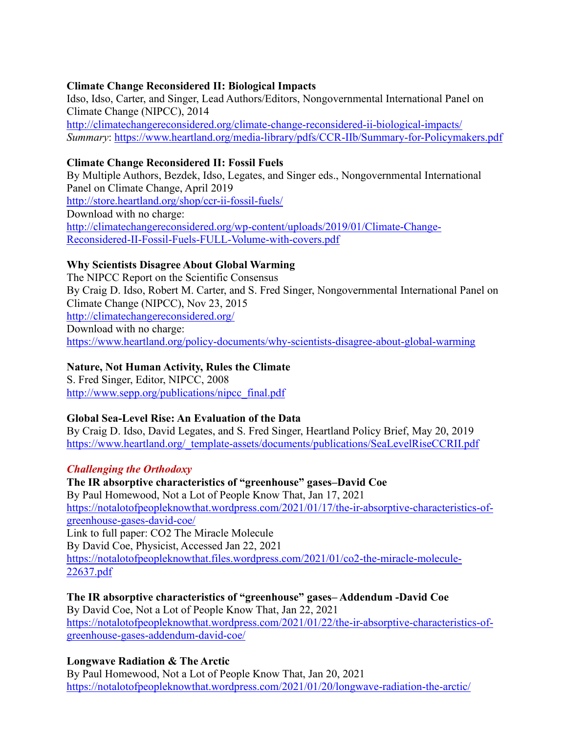**Climate Change Reconsidered II: Biological Impacts**
Idso, Idso, Carter, and Singer, Lead Authors/Editors, Nongovernmental International Panel on Climate Change (NIPCC), 2014
http://climatechangereconsidered.org/climate-change-reconsidered-ii-biological-impacts/
*Summary*: https://www.heartland.org/media-library/pdfs/CCR-IIb/Summary-for-Policymakers.pdf

**Climate Change Reconsidered II: Fossil Fuels**
By Multiple Authors, Bezdek, Idso, Legates, and Singer eds., Nongovernmental International Panel on Climate Change, April 2019
http://store.heartland.org/shop/ccr-ii-fossil-fuels/
Download with no charge:
http://climatechangereconsidered.org/wp-content/uploads/2019/01/Climate-Change-Reconsidered-II-Fossil-Fuels-FULL-Volume-with-covers.pdf

**Why Scientists Disagree About Global Warming**
The NIPCC Report on the Scientific Consensus
By Craig D. Idso, Robert M. Carter, and S. Fred Singer, Nongovernmental International Panel on Climate Change (NIPCC), Nov 23, 2015
http://climatechangereconsidered.org/
Download with no charge:
https://www.heartland.org/policy-documents/why-scientists-disagree-about-global-warming

**Nature, Not Human Activity, Rules the Climate**
S. Fred Singer, Editor, NIPCC, 2008
http://www.sepp.org/publications/nipcc_final.pdf

**Global Sea-Level Rise: An Evaluation of the Data**
By Craig D. Idso, David Legates, and S. Fred Singer, Heartland Policy Brief, May 20, 2019
https://www.heartland.org/_template-assets/documents/publications/SeaLevelRiseCCRII.pdf

## *Challenging the Orthodoxy*

**The IR absorptive characteristics of "greenhouse" gases–David Coe**
By Paul Homewood, Not a Lot of People Know That, Jan 17, 2021
https://notalotofpeopleknowthat.wordpress.com/2021/01/17/the-ir-absorptive-characteristics-of-greenhouse-gases-david-coe/
Link to full paper: CO2 The Miracle Molecule
By David Coe, Physicist, Accessed Jan 22, 2021
https://notalotofpeopleknowthat.files.wordpress.com/2021/01/co2-the-miracle-molecule-22637.pdf

**The IR absorptive characteristics of "greenhouse" gases– Addendum -David Coe**
By David Coe, Not a Lot of People Know That, Jan 22, 2021
https://notalotofpeopleknowthat.wordpress.com/2021/01/22/the-ir-absorptive-characteristics-of-greenhouse-gases-addendum-david-coe/

**Longwave Radiation & The Arctic**
By Paul Homewood, Not a Lot of People Know That, Jan 20, 2021
https://notalotofpeopleknowthat.wordpress.com/2021/01/20/longwave-radiation-the-arctic/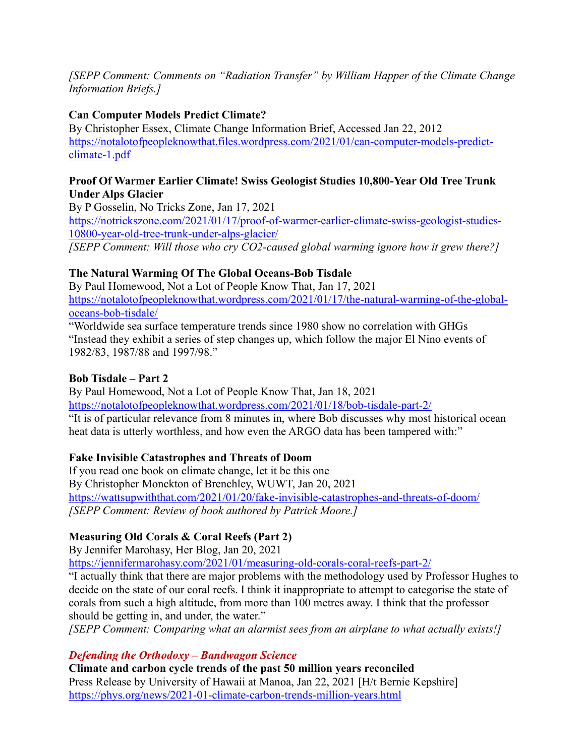*[SEPP Comment: Comments on "Radiation Transfer" by William Happer of the Climate Change Information Briefs.]*

**Can Computer Models Predict Climate?**
By Christopher Essex, Climate Change Information Brief, Accessed Jan 22, 2012
https://notalotofpeopleknowthat.files.wordpress.com/2021/01/can-computer-models-predict-climate-1.pdf

**Proof Of Warmer Earlier Climate! Swiss Geologist Studies 10,800-Year Old Tree Trunk Under Alps Glacier**
By P Gosselin, No Tricks Zone, Jan 17, 2021
https://notrickszone.com/2021/01/17/proof-of-warmer-earlier-climate-swiss-geologist-studies-10800-year-old-tree-trunk-under-alps-glacier/
*[SEPP Comment: Will those who cry CO2-caused global warming ignore how it grew there?]*

**The Natural Warming Of The Global Oceans-Bob Tisdale**
By Paul Homewood, Not a Lot of People Know That, Jan 17, 2021
https://notalotofpeopleknowthat.wordpress.com/2021/01/17/the-natural-warming-of-the-global-oceans-bob-tisdale/
"Worldwide sea surface temperature trends since 1980 show no correlation with GHGs
"Instead they exhibit a series of step changes up, which follow the major El Nino events of 1982/83, 1987/88 and 1997/98."

**Bob Tisdale – Part 2**
By Paul Homewood, Not a Lot of People Know That, Jan 18, 2021
https://notalotofpeopleknowthat.wordpress.com/2021/01/18/bob-tisdale-part-2/
"It is of particular relevance from 8 minutes in, where Bob discusses why most historical ocean heat data is utterly worthless, and how even the ARGO data has been tampered with:"

**Fake Invisible Catastrophes and Threats of Doom**
If you read one book on climate change, let it be this one
By Christopher Monckton of Brenchley, WUWT, Jan 20, 2021
https://wattsupwiththat.com/2021/01/20/fake-invisible-catastrophes-and-threats-of-doom/
*[SEPP Comment: Review of book authored by Patrick Moore.]*

**Measuring Old Corals & Coral Reefs (Part 2)**
By Jennifer Marohasy, Her Blog, Jan 20, 2021
https://jennifermarohasy.com/2021/01/measuring-old-corals-coral-reefs-part-2/
"I actually think that there are major problems with the methodology used by Professor Hughes to decide on the state of our coral reefs. I think it inappropriate to attempt to categorise the state of corals from such a high altitude, from more than 100 metres away. I think that the professor should be getting in, and under, the water."
*[SEPP Comment: Comparing what an alarmist sees from an airplane to what actually exists!]*

## *Defending the Orthodoxy – Bandwagon Science*

**Climate and carbon cycle trends of the past 50 million years reconciled**
Press Release by University of Hawaii at Manoa, Jan 22, 2021 [H/t Bernie Kepshire]
https://phys.org/news/2021-01-climate-carbon-trends-million-years.html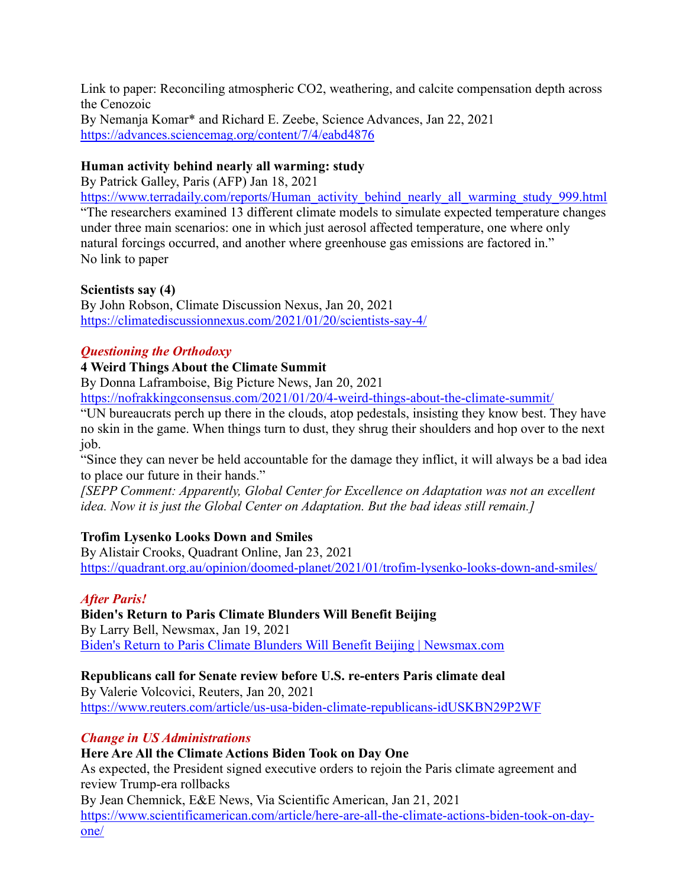Link to paper: Reconciling atmospheric $CO_2$, weathering, and calcite compensation depth across the Cenozoic
By Nemanja Komar* and Richard E. Zeebe, Science Advances, Jan 22, 2021
https://advances.sciencemag.org/content/7/4/eabd4876

**Human activity behind nearly all warming: study**
By Patrick Galley, Paris (AFP) Jan 18, 2021
https://www.terradaily.com/reports/Human_activity_behind_nearly_all_warming_study_999.html
"The researchers examined 13 different climate models to simulate expected temperature changes under three main scenarios: one in which just aerosol affected temperature, one where only natural forcings occurred, and another where greenhouse gas emissions are factored in."
No link to paper

**Scientists say (4)**
By John Robson, Climate Discussion Nexus, Jan 20, 2021
https://climatediscussionnexus.com/2021/01/20/scientists-say-4/

### *Questioning the Orthodoxy*

**4 Weird Things About the Climate Summit**
By Donna Laframboise, Big Picture News, Jan 20, 2021
https://nofrakkingconsensus.com/2021/01/20/4-weird-things-about-the-climate-summit/
"UN bureaucrats perch up there in the clouds, atop pedestals, insisting they know best. They have no skin in the game. When things turn to dust, they shrug their shoulders and hop over to the next job.
"Since they can never be held accountable for the damage they inflict, it will always be a bad idea to place our future in their hands."
*[SEPP Comment: Apparently, Global Center for Excellence on Adaptation was not an excellent idea. Now it is just the Global Center on Adaptation. But the bad ideas still remain.]*

**Trofim Lysenko Looks Down and Smiles**
By Alistair Crooks, Quadrant Online, Jan 23, 2021
https://quadrant.org.au/opinion/doomed-planet/2021/01/trofim-lysenko-looks-down-and-smiles/

### *After Paris!*

**Biden's Return to Paris Climate Blunders Will Benefit Beijing**
By Larry Bell, Newsmax, Jan 19, 2021
Biden's Return to Paris Climate Blunders Will Benefit Beijing | Newsmax.com

**Republicans call for Senate review before U.S. re-enters Paris climate deal**
By Valerie Volcovici, Reuters, Jan 20, 2021
https://www.reuters.com/article/us-usa-biden-climate-republicans-idUSKBN29P2WF

### *Change in US Administrations*

**Here Are All the Climate Actions Biden Took on Day One**
As expected, the President signed executive orders to rejoin the Paris climate agreement and review Trump-era rollbacks
By Jean Chemnick, E&E News, Via Scientific American, Jan 21, 2021
https://www.scientificamerican.com/article/here-are-all-the-climate-actions-biden-took-on-day-one/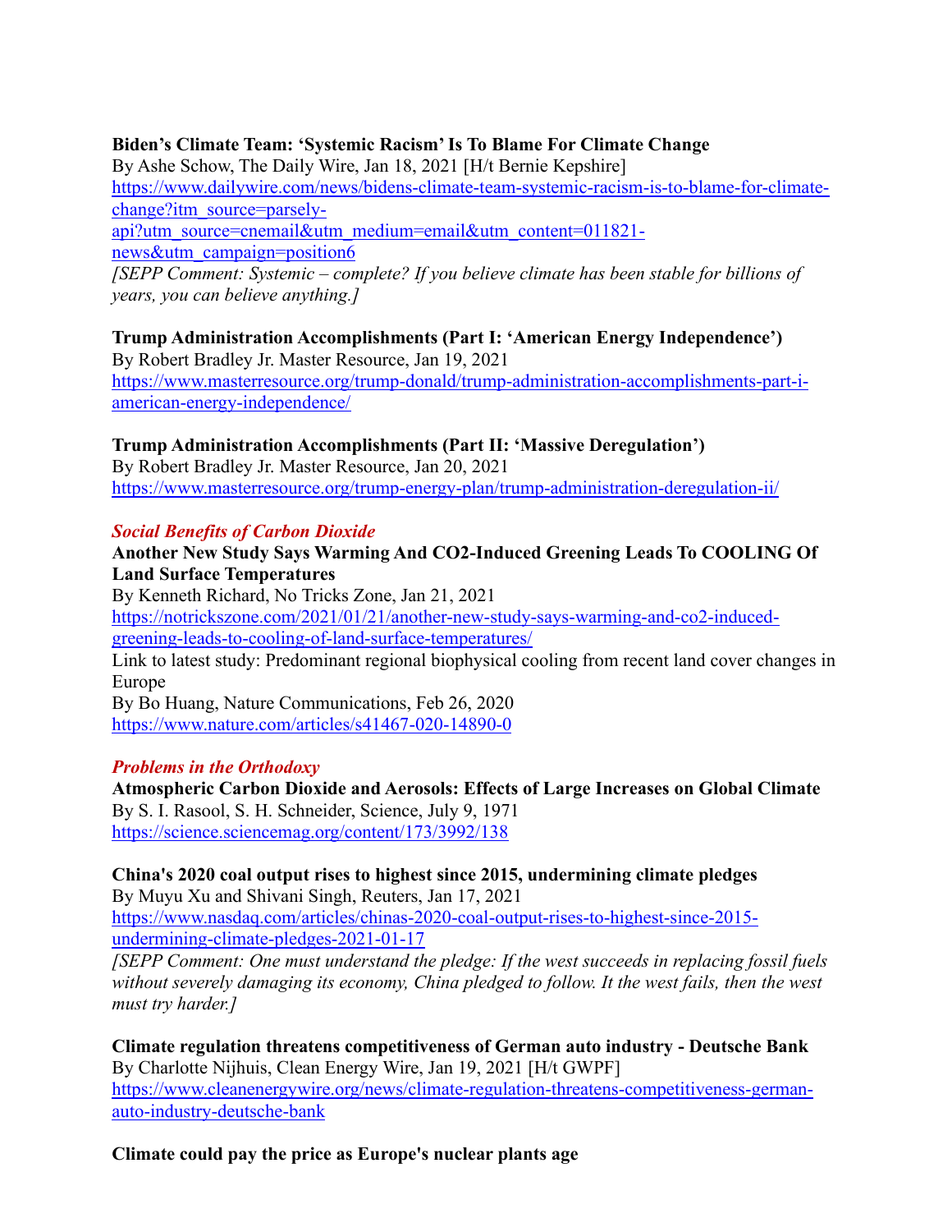**Biden's Climate Team: 'Systemic Racism' Is To Blame For Climate Change**
By Ashe Schow, The Daily Wire, Jan 18, 2021 [H/t Bernie Kepshire]
https://www.dailywire.com/news/bidens-climate-team-systemic-racism-is-to-blame-for-climate-change?itm_source=parsely-api?utm_source=cnemail&utm_medium=email&utm_content=011821-news&utm_campaign=position6
*[SEPP Comment: Systemic – complete? If you believe climate has been stable for billions of years, you can believe anything.]*

**Trump Administration Accomplishments (Part I: 'American Energy Independence')**
By Robert Bradley Jr. Master Resource, Jan 19, 2021
https://www.masterresource.org/trump-donald/trump-administration-accomplishments-part-i-american-energy-independence/

**Trump Administration Accomplishments (Part II: 'Massive Deregulation')**
By Robert Bradley Jr. Master Resource, Jan 20, 2021
https://www.masterresource.org/trump-energy-plan/trump-administration-deregulation-ii/

### *Social Benefits of Carbon Dioxide*

**Another New Study Says Warming And CO2-Induced Greening Leads To COOLING Of Land Surface Temperatures**
By Kenneth Richard, No Tricks Zone, Jan 21, 2021
https://notrickszone.com/2021/01/21/another-new-study-says-warming-and-co2-induced-greening-leads-to-cooling-of-land-surface-temperatures/
Link to latest study: Predominant regional biophysical cooling from recent land cover changes in Europe
By Bo Huang, Nature Communications, Feb 26, 2020
https://www.nature.com/articles/s41467-020-14890-0

### *Problems in the Orthodoxy*

**Atmospheric Carbon Dioxide and Aerosols: Effects of Large Increases on Global Climate**
By S. I. Rasool, S. H. Schneider, Science, July 9, 1971
https://science.sciencemag.org/content/173/3992/138

**China's 2020 coal output rises to highest since 2015, undermining climate pledges**
By Muyu Xu and Shivani Singh, Reuters, Jan 17, 2021
https://www.nasdaq.com/articles/chinas-2020-coal-output-rises-to-highest-since-2015-undermining-climate-pledges-2021-01-17
*[SEPP Comment: One must understand the pledge: If the west succeeds in replacing fossil fuels without severely damaging its economy, China pledged to follow. It the west fails, then the west must try harder.]*

**Climate regulation threatens competitiveness of German auto industry - Deutsche Bank**
By Charlotte Nijhuis, Clean Energy Wire, Jan 19, 2021 [H/t GWPF]
https://www.cleanenergywire.org/news/climate-regulation-threatens-competitiveness-german-auto-industry-deutsche-bank

**Climate could pay the price as Europe's nuclear plants age**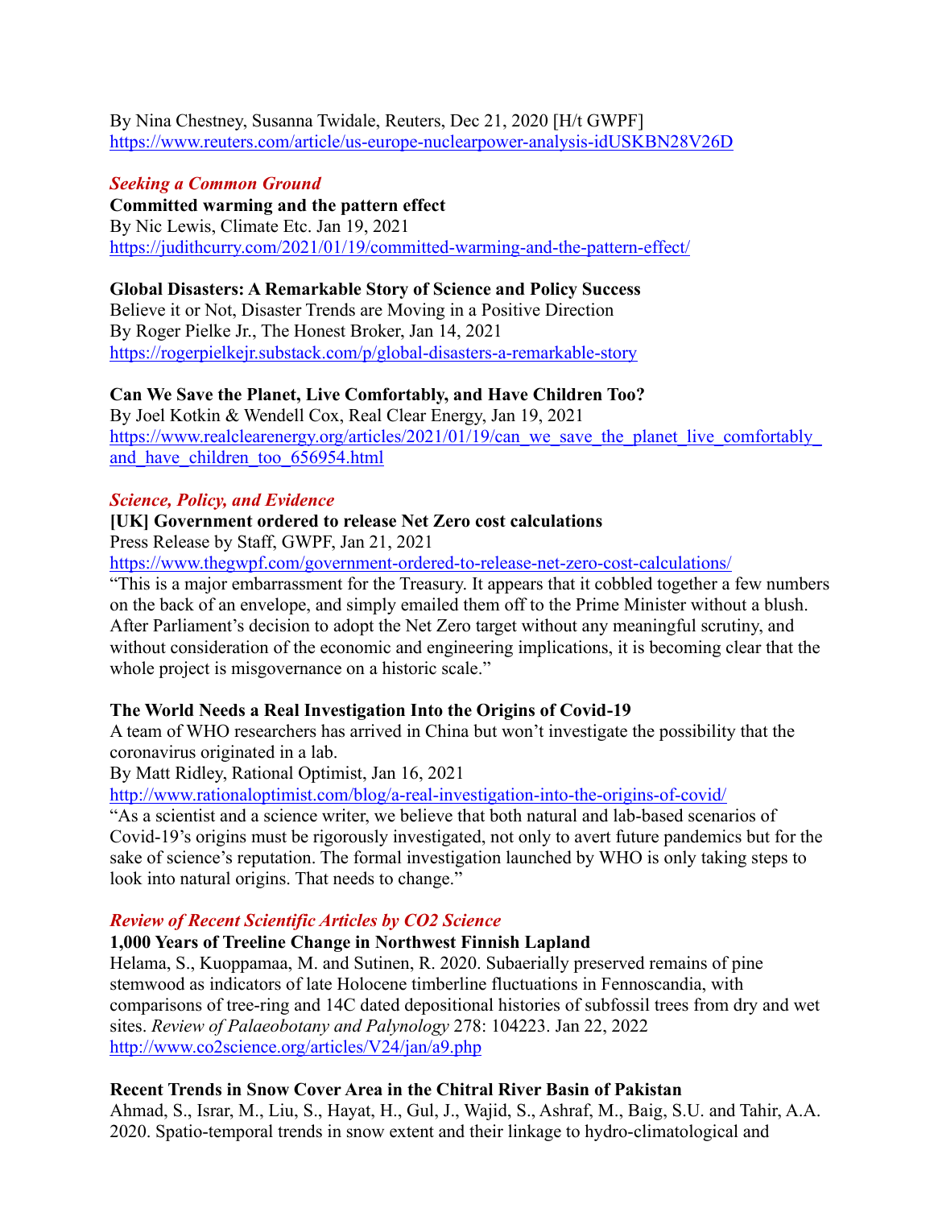By Nina Chestney, Susanna Twidale, Reuters, Dec 21, 2020 [H/t GWPF]
https://www.reuters.com/article/us-europe-nuclearpower-analysis-idUSKBN28V26D

*Seeking a Common Ground*

**Committed warming and the pattern effect**
By Nic Lewis, Climate Etc. Jan 19, 2021
https://judithcurry.com/2021/01/19/committed-warming-and-the-pattern-effect/

**Global Disasters: A Remarkable Story of Science and Policy Success**
Believe it or Not, Disaster Trends are Moving in a Positive Direction
By Roger Pielke Jr., The Honest Broker, Jan 14, 2021
https://rogerpielkejr.substack.com/p/global-disasters-a-remarkable-story

**Can We Save the Planet, Live Comfortably, and Have Children Too?**
By Joel Kotkin & Wendell Cox, Real Clear Energy, Jan 19, 2021
https://www.realclearenergy.org/articles/2021/01/19/can_we_save_the_planet_live_comfortably_and_have_children_too_656954.html

*Science, Policy, and Evidence*

**[UK] Government ordered to release Net Zero cost calculations**
Press Release by Staff, GWPF, Jan 21, 2021
https://www.thegwpf.com/government-ordered-to-release-net-zero-cost-calculations/
"This is a major embarrassment for the Treasury. It appears that it cobbled together a few numbers on the back of an envelope, and simply emailed them off to the Prime Minister without a blush. After Parliament's decision to adopt the Net Zero target without any meaningful scrutiny, and without consideration of the economic and engineering implications, it is becoming clear that the whole project is misgovernance on a historic scale."

**The World Needs a Real Investigation Into the Origins of Covid-19**
A team of WHO researchers has arrived in China but won't investigate the possibility that the coronavirus originated in a lab.
By Matt Ridley, Rational Optimist, Jan 16, 2021
http://www.rationaloptimist.com/blog/a-real-investigation-into-the-origins-of-covid/
"As a scientist and a science writer, we believe that both natural and lab-based scenarios of Covid-19's origins must be rigorously investigated, not only to avert future pandemics but for the sake of science's reputation. The formal investigation launched by WHO is only taking steps to look into natural origins. That needs to change."

*Review of Recent Scientific Articles by CO2 Science*

**1,000 Years of Treeline Change in Northwest Finnish Lapland**
Helama, S., Kuoppamaa, M. and Sutinen, R. 2020. Subaerially preserved remains of pine stemwood as indicators of late Holocene timberline fluctuations in Fennoscandia, with comparisons of tree-ring and 14C dated depositional histories of subfossil trees from dry and wet sites. *Review of Palaeobotany and Palynology* 278: 104223. Jan 22, 2022
http://www.co2science.org/articles/V24/jan/a9.php

**Recent Trends in Snow Cover Area in the Chitral River Basin of Pakistan**
Ahmad, S., Israr, M., Liu, S., Hayat, H., Gul, J., Wajid, S., Ashraf, M., Baig, S.U. and Tahir, A.A. 2020. Spatio-temporal trends in snow extent and their linkage to hydro-climatological and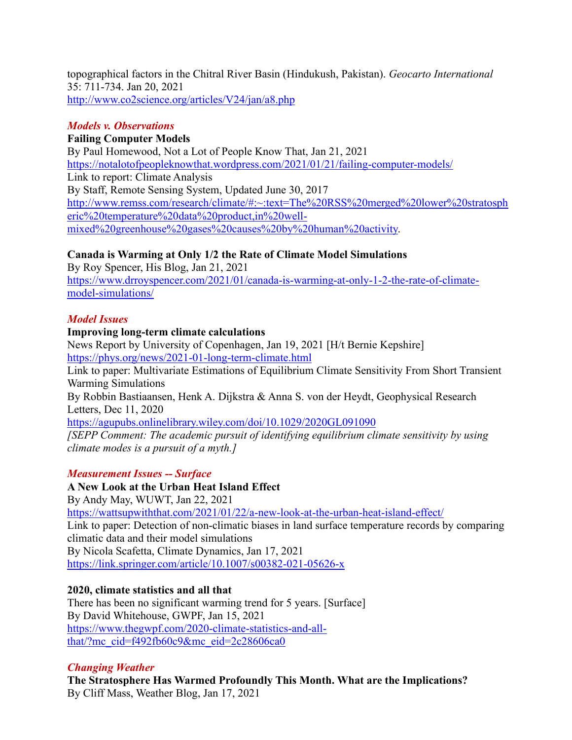topographical factors in the Chitral River Basin (Hindukush, Pakistan). *Geocarto International* 35: 711-734. Jan 20, 2021
http://www.co2science.org/articles/V24/jan/a8.php

### *Models v. Observations*

**Failing Computer Models**
By Paul Homewood, Not a Lot of People Know That, Jan 21, 2021
https://notalotofpeopleknowthat.wordpress.com/2021/01/21/failing-computer-models/
Link to report: Climate Analysis
By Staff, Remote Sensing System, Updated June 30, 2017
http://www.remss.com/research/climate/#:~:text=The%20RSS%20merged%20lower%20stratospheric%20temperature%20data%20product,in%20well-mixed%20greenhouse%20gases%20causes%20by%20human%20activity.

**Canada is Warming at Only 1/2 the Rate of Climate Model Simulations**
By Roy Spencer, His Blog, Jan 21, 2021
https://www.drroyspencer.com/2021/01/canada-is-warming-at-only-1-2-the-rate-of-climate-model-simulations/

### *Model Issues*

**Improving long-term climate calculations**
News Report by University of Copenhagen, Jan 19, 2021 [H/t Bernie Kepshire]
https://phys.org/news/2021-01-long-term-climate.html
Link to paper: Multivariate Estimations of Equilibrium Climate Sensitivity From Short Transient Warming Simulations
By Robbin Bastiaansen, Henk A. Dijkstra & Anna S. von der Heydt, Geophysical Research Letters, Dec 11, 2020
https://agupubs.onlinelibrary.wiley.com/doi/10.1029/2020GL091090
*[SEPP Comment: The academic pursuit of identifying equilibrium climate sensitivity by using climate modes is a pursuit of a myth.]*

### *Measurement Issues -- Surface*

**A New Look at the Urban Heat Island Effect**
By Andy May, WUWT, Jan 22, 2021
https://wattsupwiththat.com/2021/01/22/a-new-look-at-the-urban-heat-island-effect/
Link to paper: Detection of non-climatic biases in land surface temperature records by comparing climatic data and their model simulations
By Nicola Scafetta, Climate Dynamics, Jan 17, 2021
https://link.springer.com/article/10.1007/s00382-021-05626-x

**2020, climate statistics and all that**
There has been no significant warming trend for 5 years. [Surface]
By David Whitehouse, GWPF, Jan 15, 2021
https://www.thegwpf.com/2020-climate-statistics-and-all-that/?mc_cid=f492fb60c9&mc_eid=2c28606ca0

### *Changing Weather*

**The Stratosphere Has Warmed Profoundly This Month. What are the Implications?**
By Cliff Mass, Weather Blog, Jan 17, 2021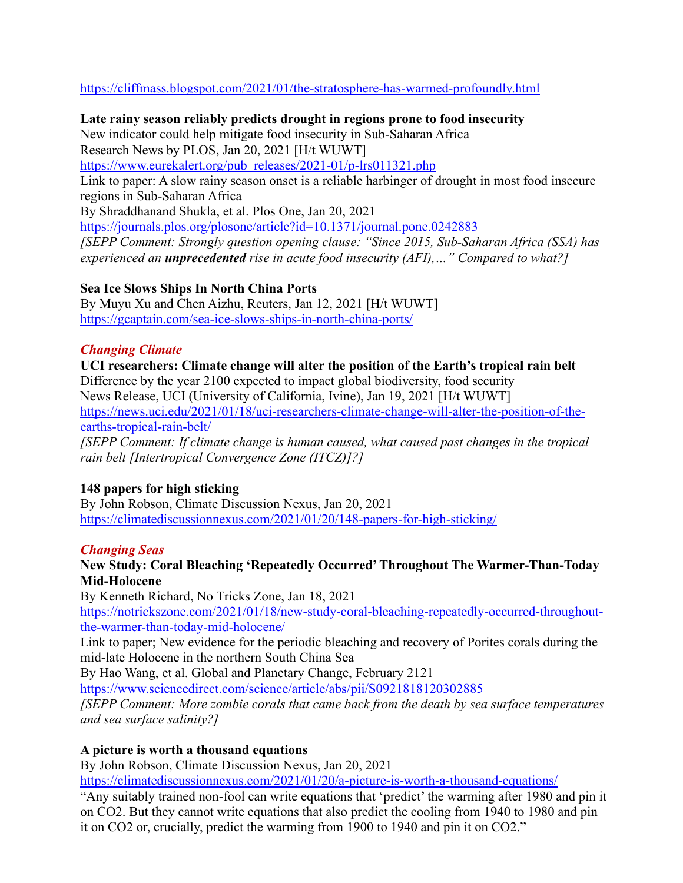https://cliffmass.blogspot.com/2021/01/the-stratosphere-has-warmed-profoundly.html

**Late rainy season reliably predicts drought in regions prone to food insecurity**
New indicator could help mitigate food insecurity in Sub-Saharan Africa
Research News by PLOS, Jan 20, 2021 [H/t WUWT]
https://www.eurekalert.org/pub_releases/2021-01/p-lrs011321.php
Link to paper: A slow rainy season onset is a reliable harbinger of drought in most food insecure regions in Sub-Saharan Africa
By Shraddhanand Shukla, et al. Plos One, Jan 20, 2021
https://journals.plos.org/plosone/article?id=10.1371/journal.pone.0242883
*[SEPP Comment: Strongly question opening clause: "Since 2015, Sub-Saharan Africa (SSA) has experienced an* ***unprecedented*** *rise in acute food insecurity (AFI),…" Compared to what?]*

**Sea Ice Slows Ships In North China Ports**
By Muyu Xu and Chen Aizhu, Reuters, Jan 12, 2021 [H/t WUWT]
https://gcaptain.com/sea-ice-slows-ships-in-north-china-ports/

## *Changing Climate*

**UCI researchers: Climate change will alter the position of the Earth's tropical rain belt**
Difference by the year 2100 expected to impact global biodiversity, food security
News Release, UCI (University of California, Ivine), Jan 19, 2021 [H/t WUWT]
https://news.uci.edu/2021/01/18/uci-researchers-climate-change-will-alter-the-position-of-the-earths-tropical-rain-belt/
*[SEPP Comment: If climate change is human caused, what caused past changes in the tropical rain belt [Intertropical Convergence Zone (ITCZ)]?]*

**148 papers for high sticking**
By John Robson, Climate Discussion Nexus, Jan 20, 2021
https://climatediscussionnexus.com/2021/01/20/148-papers-for-high-sticking/

## *Changing Seas*

**New Study: Coral Bleaching 'Repeatedly Occurred' Throughout The Warmer-Than-Today Mid-Holocene**
By Kenneth Richard, No Tricks Zone, Jan 18, 2021
https://notrickszone.com/2021/01/18/new-study-coral-bleaching-repeatedly-occurred-throughout-the-warmer-than-today-mid-holocene/
Link to paper; New evidence for the periodic bleaching and recovery of Porites corals during the mid-late Holocene in the northern South China Sea
By Hao Wang, et al. Global and Planetary Change, February 2121
https://www.sciencedirect.com/science/article/abs/pii/S0921818120302885
*[SEPP Comment: More zombie corals that came back from the death by sea surface temperatures and sea surface salinity?]*

**A picture is worth a thousand equations**
By John Robson, Climate Discussion Nexus, Jan 20, 2021
https://climatediscussionnexus.com/2021/01/20/a-picture-is-worth-a-thousand-equations/
"Any suitably trained non-fool can write equations that 'predict' the warming after 1980 and pin it on CO2. But they cannot write equations that also predict the cooling from 1940 to 1980 and pin it on CO2 or, crucially, predict the warming from 1900 to 1940 and pin it on CO2."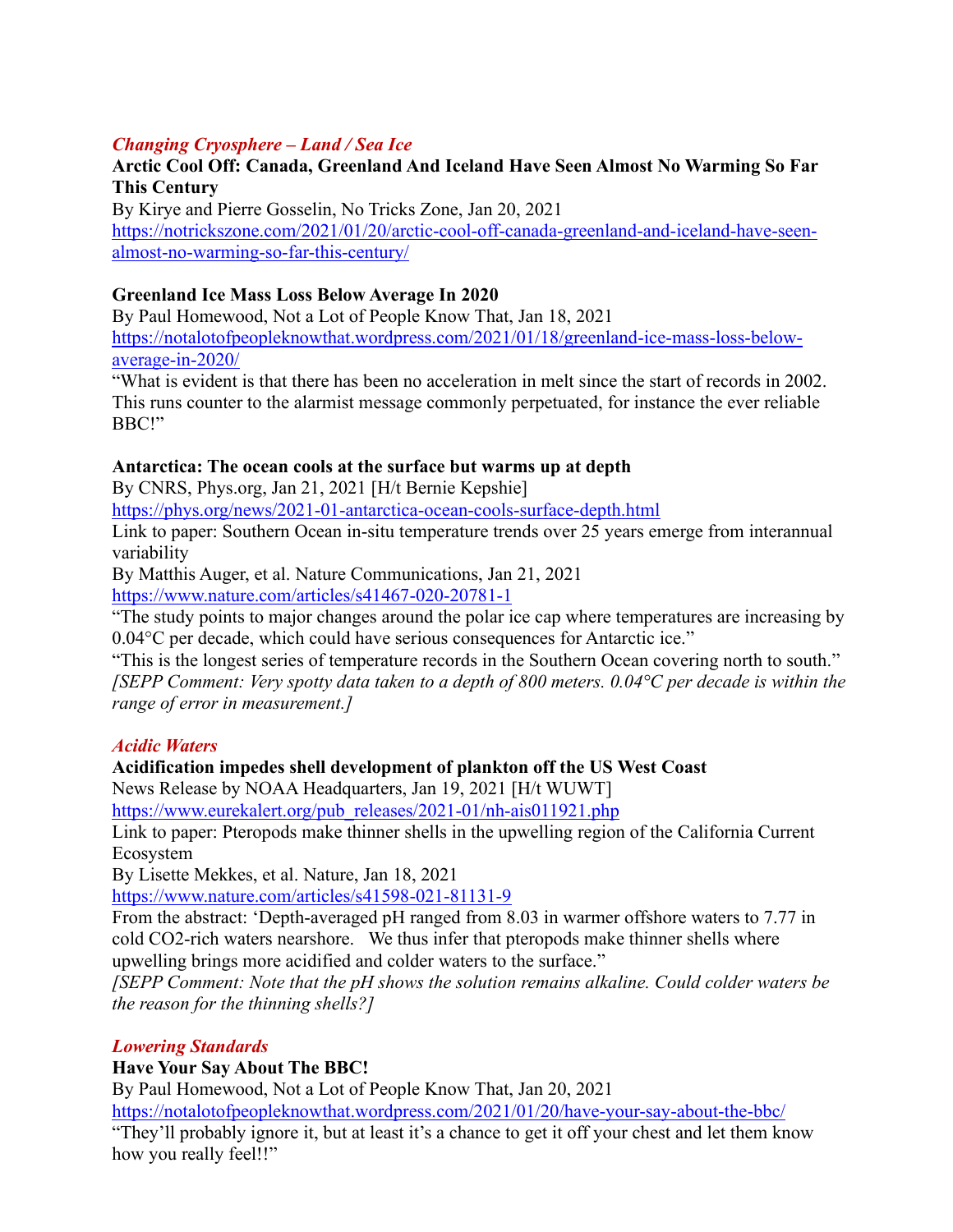### *Changing Cryosphere – Land / Sea Ice*

**Arctic Cool Off: Canada, Greenland And Iceland Have Seen Almost No Warming So Far This Century**
By Kirye and Pierre Gosselin, No Tricks Zone, Jan 20, 2021
https://notrickszone.com/2021/01/20/arctic-cool-off-canada-greenland-and-iceland-have-seen-almost-no-warming-so-far-this-century/

**Greenland Ice Mass Loss Below Average In 2020**
By Paul Homewood, Not a Lot of People Know That, Jan 18, 2021
https://notalotofpeopleknowthat.wordpress.com/2021/01/18/greenland-ice-mass-loss-below-average-in-2020/
"What is evident is that there has been no acceleration in melt since the start of records in 2002. This runs counter to the alarmist message commonly perpetuated, for instance the ever reliable BBC!"

**Antarctica: The ocean cools at the surface but warms up at depth**
By CNRS, Phys.org, Jan 21, 2021 [H/t Bernie Kepshie]
https://phys.org/news/2021-01-antarctica-ocean-cools-surface-depth.html
Link to paper: Southern Ocean in-situ temperature trends over 25 years emerge from interannual variability
By Matthis Auger, et al. Nature Communications, Jan 21, 2021
https://www.nature.com/articles/s41467-020-20781-1
"The study points to major changes around the polar ice cap where temperatures are increasing by 0.04°C per decade, which could have serious consequences for Antarctic ice."
"This is the longest series of temperature records in the Southern Ocean covering north to south."
*[SEPP Comment: Very spotty data taken to a depth of 800 meters. 0.04°C per decade is within the range of error in measurement.]*

### *Acidic Waters*

**Acidification impedes shell development of plankton off the US West Coast**
News Release by NOAA Headquarters, Jan 19, 2021 [H/t WUWT]
https://www.eurekalert.org/pub_releases/2021-01/nh-ais011921.php
Link to paper: Pteropods make thinner shells in the upwelling region of the California Current Ecosystem
By Lisette Mekkes, et al. Nature, Jan 18, 2021
https://www.nature.com/articles/s41598-021-81131-9
From the abstract: 'Depth-averaged pH ranged from 8.03 in warmer offshore waters to 7.77 in cold CO2-rich waters nearshore. We thus infer that pteropods make thinner shells where upwelling brings more acidified and colder waters to the surface."
*[SEPP Comment: Note that the pH shows the solution remains alkaline. Could colder waters be the reason for the thinning shells?]*

### *Lowering Standards*

**Have Your Say About The BBC!**
By Paul Homewood, Not a Lot of People Know That, Jan 20, 2021
https://notalotofpeopleknowthat.wordpress.com/2021/01/20/have-your-say-about-the-bbc/
"They'll probably ignore it, but at least it's a chance to get it off your chest and let them know how you really feel!!"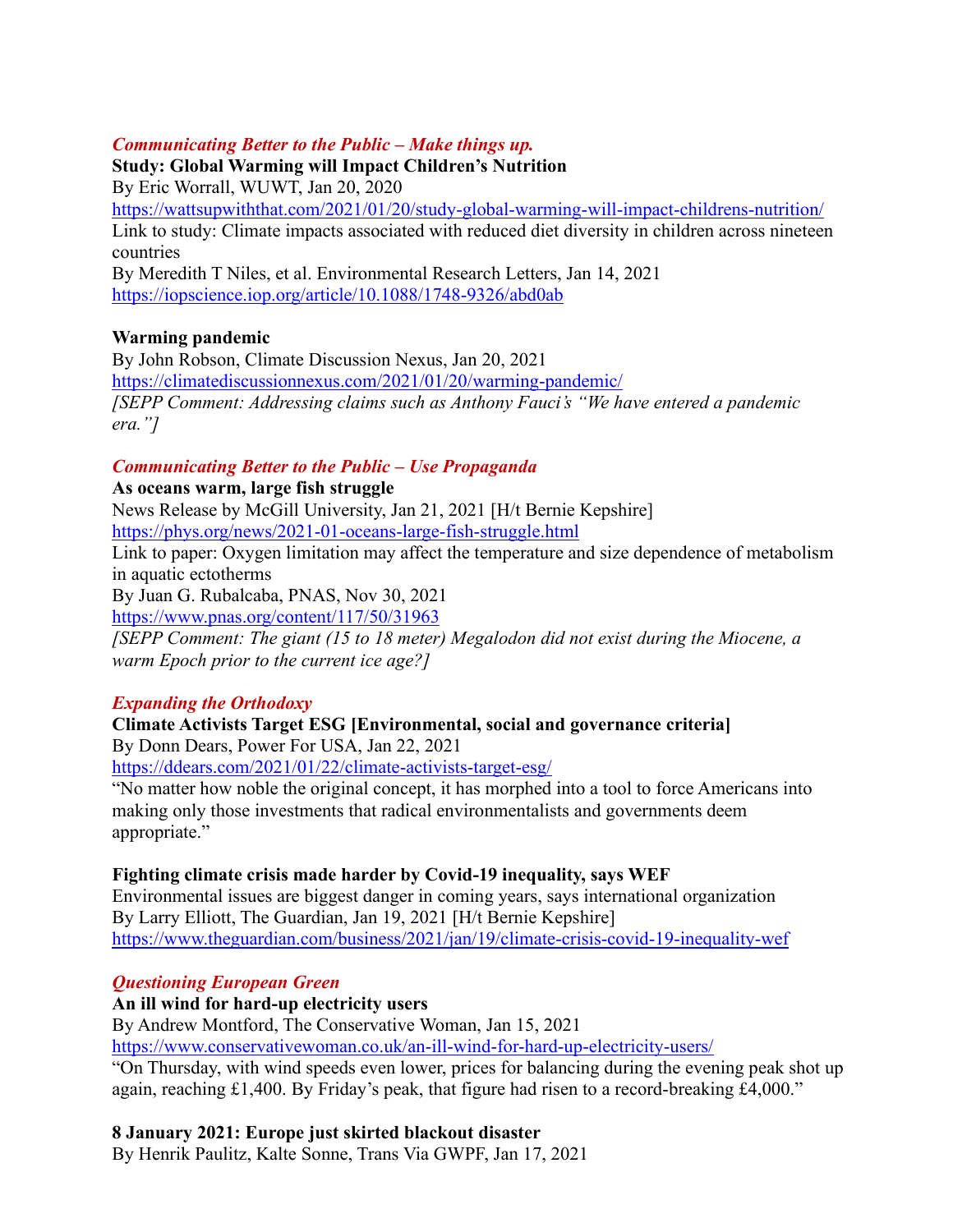*Communicating Better to the Public – Make things up.*

**Study: Global Warming will Impact Children's Nutrition**

By Eric Worrall, WUWT, Jan 20, 2020

https://wattsupwiththat.com/2021/01/20/study-global-warming-will-impact-childrens-nutrition/

Link to study: Climate impacts associated with reduced diet diversity in children across nineteen countries

By Meredith T Niles, et al. Environmental Research Letters, Jan 14, 2021

https://iopscience.iop.org/article/10.1088/1748-9326/abd0ab

**Warming pandemic**

By John Robson, Climate Discussion Nexus, Jan 20, 2021

https://climatediscussionnexus.com/2021/01/20/warming-pandemic/

*[SEPP Comment: Addressing claims such as Anthony Fauci's "We have entered a pandemic era."]*

*Communicating Better to the Public – Use Propaganda*

**As oceans warm, large fish struggle**

News Release by McGill University, Jan 21, 2021 [H/t Bernie Kepshire]

https://phys.org/news/2021-01-oceans-large-fish-struggle.html

Link to paper: Oxygen limitation may affect the temperature and size dependence of metabolism in aquatic ectotherms

By Juan G. Rubalcaba, PNAS, Nov 30, 2021

https://www.pnas.org/content/117/50/31963

*[SEPP Comment: The giant (15 to 18 meter) Megalodon did not exist during the Miocene, a warm Epoch prior to the current ice age?]*

*Expanding the Orthodoxy*

**Climate Activists Target ESG [Environmental, social and governance criteria]**

By Donn Dears, Power For USA, Jan 22, 2021

https://ddears.com/2021/01/22/climate-activists-target-esg/

"No matter how noble the original concept, it has morphed into a tool to force Americans into making only those investments that radical environmentalists and governments deem appropriate."

**Fighting climate crisis made harder by Covid-19 inequality, says WEF**

Environmental issues are biggest danger in coming years, says international organization

By Larry Elliott, The Guardian, Jan 19, 2021 [H/t Bernie Kepshire]

https://www.theguardian.com/business/2021/jan/19/climate-crisis-covid-19-inequality-wef

*Questioning European Green*

**An ill wind for hard-up electricity users**

By Andrew Montford, The Conservative Woman, Jan 15, 2021

https://www.conservativewoman.co.uk/an-ill-wind-for-hard-up-electricity-users/

"On Thursday, with wind speeds even lower, prices for balancing during the evening peak shot up again, reaching £1,400. By Friday's peak, that figure had risen to a record-breaking £4,000."

**8 January 2021: Europe just skirted blackout disaster**

By Henrik Paulitz, Kalte Sonne, Trans Via GWPF, Jan 17, 2021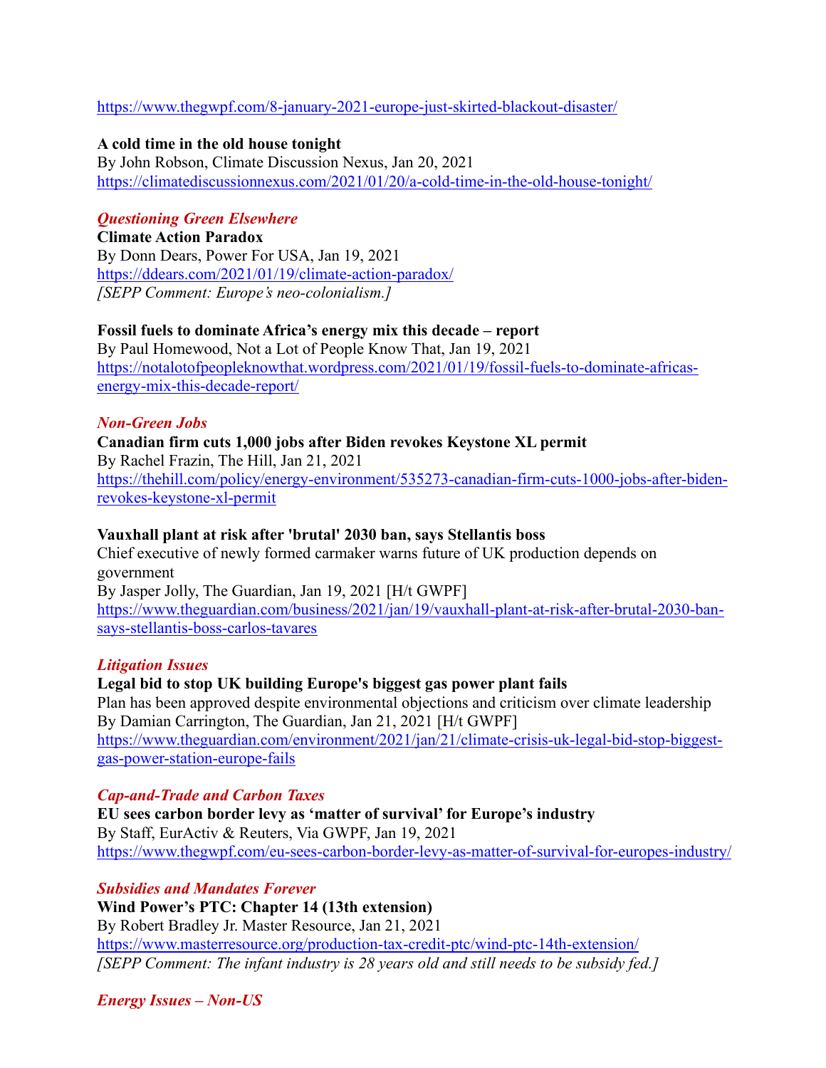https://www.thegwpf.com/8-january-2021-europe-just-skirted-blackout-disaster/

**A cold time in the old house tonight**
By John Robson, Climate Discussion Nexus, Jan 20, 2021
https://climatediscussionnexus.com/2021/01/20/a-cold-time-in-the-old-house-tonight/

### *Questioning Green Elsewhere*

**Climate Action Paradox**
By Donn Dears, Power For USA, Jan 19, 2021
https://ddears.com/2021/01/19/climate-action-paradox/
*[SEPP Comment: Europe's neo-colonialism.]*

**Fossil fuels to dominate Africa's energy mix this decade – report**
By Paul Homewood, Not a Lot of People Know That, Jan 19, 2021
https://notalotofpeopleknowthat.wordpress.com/2021/01/19/fossil-fuels-to-dominate-africas-energy-mix-this-decade-report/

### *Non-Green Jobs*

**Canadian firm cuts 1,000 jobs after Biden revokes Keystone XL permit**
By Rachel Frazin, The Hill, Jan 21, 2021
https://thehill.com/policy/energy-environment/535273-canadian-firm-cuts-1000-jobs-after-biden-revokes-keystone-xl-permit

**Vauxhall plant at risk after 'brutal' 2030 ban, says Stellantis boss**
Chief executive of newly formed carmaker warns future of UK production depends on government
By Jasper Jolly, The Guardian, Jan 19, 2021 [H/t GWPF]
https://www.theguardian.com/business/2021/jan/19/vauxhall-plant-at-risk-after-brutal-2030-ban-says-stellantis-boss-carlos-tavares

### *Litigation Issues*

**Legal bid to stop UK building Europe's biggest gas power plant fails**
Plan has been approved despite environmental objections and criticism over climate leadership
By Damian Carrington, The Guardian, Jan 21, 2021 [H/t GWPF]
https://www.theguardian.com/environment/2021/jan/21/climate-crisis-uk-legal-bid-stop-biggest-gas-power-station-europe-fails

### *Cap-and-Trade and Carbon Taxes*

**EU sees carbon border levy as 'matter of survival' for Europe's industry**
By Staff, EurActiv & Reuters, Via GWPF, Jan 19, 2021
https://www.thegwpf.com/eu-sees-carbon-border-levy-as-matter-of-survival-for-europes-industry/

### *Subsidies and Mandates Forever*

**Wind Power's PTC: Chapter 14 (13th extension)**
By Robert Bradley Jr. Master Resource, Jan 21, 2021
https://www.masterresource.org/production-tax-credit-ptc/wind-ptc-14th-extension/
*[SEPP Comment: The infant industry is 28 years old and still needs to be subsidy fed.]*

### *Energy Issues – Non-US*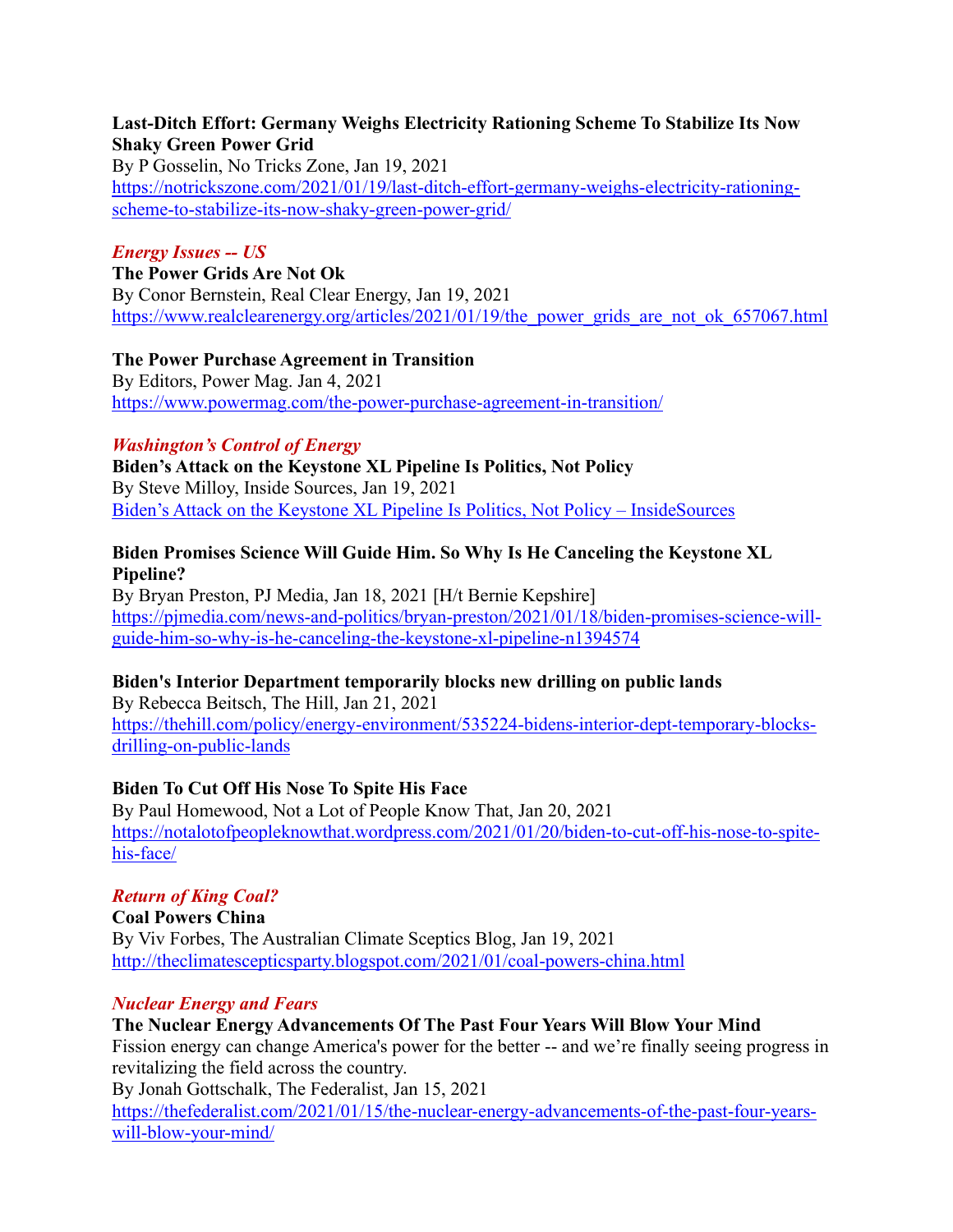**Last-Ditch Effort: Germany Weighs Electricity Rationing Scheme To Stabilize Its Now Shaky Green Power Grid**
By P Gosselin, No Tricks Zone, Jan 19, 2021
https://notrickszone.com/2021/01/19/last-ditch-effort-germany-weighs-electricity-rationing-scheme-to-stabilize-its-now-shaky-green-power-grid/

*Energy Issues -- US*

**The Power Grids Are Not Ok**
By Conor Bernstein, Real Clear Energy, Jan 19, 2021
https://www.realclearenergy.org/articles/2021/01/19/the_power_grids_are_not_ok_657067.html

**The Power Purchase Agreement in Transition**
By Editors, Power Mag. Jan 4, 2021
https://www.powermag.com/the-power-purchase-agreement-in-transition/

*Washington's Control of Energy*

**Biden's Attack on the Keystone XL Pipeline Is Politics, Not Policy**
By Steve Milloy, Inside Sources, Jan 19, 2021
Biden's Attack on the Keystone XL Pipeline Is Politics, Not Policy – InsideSources

**Biden Promises Science Will Guide Him. So Why Is He Canceling the Keystone XL Pipeline?**
By Bryan Preston, PJ Media, Jan 18, 2021 [H/t Bernie Kepshire]
https://pjmedia.com/news-and-politics/bryan-preston/2021/01/18/biden-promises-science-will-guide-him-so-why-is-he-canceling-the-keystone-xl-pipeline-n1394574

**Biden's Interior Department temporarily blocks new drilling on public lands**
By Rebecca Beitsch, The Hill, Jan 21, 2021
https://thehill.com/policy/energy-environment/535224-bidens-interior-dept-temporary-blocks-drilling-on-public-lands

**Biden To Cut Off His Nose To Spite His Face**
By Paul Homewood, Not a Lot of People Know That, Jan 20, 2021
https://notalotofpeopleknowthat.wordpress.com/2021/01/20/biden-to-cut-off-his-nose-to-spite-his-face/

*Return of King Coal?*

**Coal Powers China**
By Viv Forbes, The Australian Climate Sceptics Blog, Jan 19, 2021
http://theclimatescepticsparty.blogspot.com/2021/01/coal-powers-china.html

*Nuclear Energy and Fears*

**The Nuclear Energy Advancements Of The Past Four Years Will Blow Your Mind**
Fission energy can change America's power for the better -- and we're finally seeing progress in revitalizing the field across the country.
By Jonah Gottschalk, The Federalist, Jan 15, 2021
https://thefederalist.com/2021/01/15/the-nuclear-energy-advancements-of-the-past-four-years-will-blow-your-mind/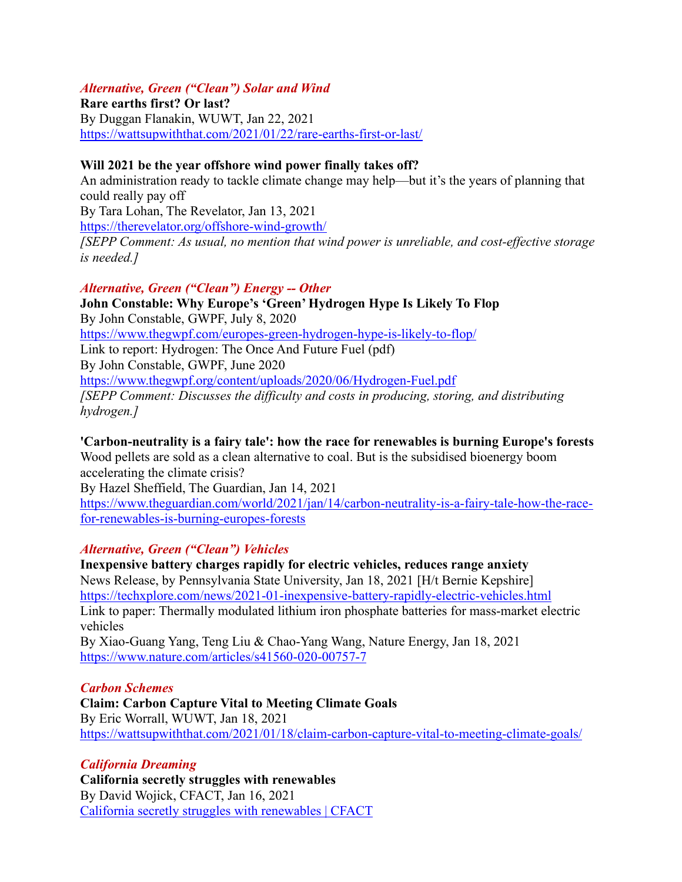### *Alternative, Green ("Clean") Solar and Wind*

**Rare earths first? Or last?**
By Duggan Flanakin, WUWT, Jan 22, 2021
https://wattsupwiththat.com/2021/01/22/rare-earths-first-or-last/

**Will 2021 be the year offshore wind power finally takes off?**
An administration ready to tackle climate change may help—but it's the years of planning that could really pay off
By Tara Lohan, The Revelator, Jan 13, 2021
https://therevelator.org/offshore-wind-growth/
*[SEPP Comment: As usual, no mention that wind power is unreliable, and cost-effective storage is needed.]*

### *Alternative, Green ("Clean") Energy -- Other*

**John Constable: Why Europe's 'Green' Hydrogen Hype Is Likely To Flop**
By John Constable, GWPF, July 8, 2020
https://www.thegwpf.com/europes-green-hydrogen-hype-is-likely-to-flop/
Link to report: Hydrogen: The Once And Future Fuel (pdf)
By John Constable, GWPF, June 2020
https://www.thegwpf.org/content/uploads/2020/06/Hydrogen-Fuel.pdf
*[SEPP Comment: Discusses the difficulty and costs in producing, storing, and distributing hydrogen.]*

**'Carbon-neutrality is a fairy tale': how the race for renewables is burning Europe's forests**
Wood pellets are sold as a clean alternative to coal. But is the subsidised bioenergy boom accelerating the climate crisis?
By Hazel Sheffield, The Guardian, Jan 14, 2021
https://www.theguardian.com/world/2021/jan/14/carbon-neutrality-is-a-fairy-tale-how-the-race-for-renewables-is-burning-europes-forests

### *Alternative, Green ("Clean") Vehicles*

**Inexpensive battery charges rapidly for electric vehicles, reduces range anxiety**
News Release, by Pennsylvania State University, Jan 18, 2021 [H/t Bernie Kepshire]
https://techxplore.com/news/2021-01-inexpensive-battery-rapidly-electric-vehicles.html
Link to paper: Thermally modulated lithium iron phosphate batteries for mass-market electric vehicles
By Xiao-Guang Yang, Teng Liu & Chao-Yang Wang, Nature Energy, Jan 18, 2021
https://www.nature.com/articles/s41560-020-00757-7

### *Carbon Schemes*

**Claim: Carbon Capture Vital to Meeting Climate Goals**
By Eric Worrall, WUWT, Jan 18, 2021
https://wattsupwiththat.com/2021/01/18/claim-carbon-capture-vital-to-meeting-climate-goals/

### *California Dreaming*

**California secretly struggles with renewables**
By David Wojick, CFACT, Jan 16, 2021
California secretly struggles with renewables | CFACT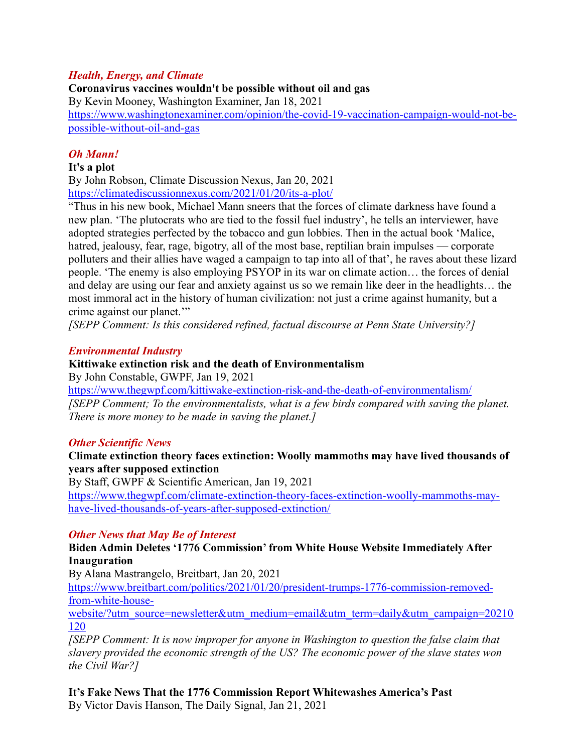### *Health, Energy, and Climate*

**Coronavirus vaccines wouldn't be possible without oil and gas**

By Kevin Mooney, Washington Examiner, Jan 18, 2021

https://www.washingtonexaminer.com/opinion/the-covid-19-vaccination-campaign-would-not-be-possible-without-oil-and-gas

### *Oh Mann!*

**It's a plot**

By John Robson, Climate Discussion Nexus, Jan 20, 2021

https://climatediscussionnexus.com/2021/01/20/its-a-plot/

"Thus in his new book, Michael Mann sneers that the forces of climate darkness have found a new plan. 'The plutocrats who are tied to the fossil fuel industry', he tells an interviewer, have adopted strategies perfected by the tobacco and gun lobbies. Then in the actual book 'Malice, hatred, jealousy, fear, rage, bigotry, all of the most base, reptilian brain impulses — corporate polluters and their allies have waged a campaign to tap into all of that', he raves about these lizard people. 'The enemy is also employing PSYOP in its war on climate action… the forces of denial and delay are using our fear and anxiety against us so we remain like deer in the headlights… the most immoral act in the history of human civilization: not just a crime against humanity, but a crime against our planet.'"

*[SEPP Comment: Is this considered refined, factual discourse at Penn State University?]*

### *Environmental Industry*

**Kittiwake extinction risk and the death of Environmentalism**

By John Constable, GWPF, Jan 19, 2021

https://www.thegwpf.com/kittiwake-extinction-risk-and-the-death-of-environmentalism/

*[SEPP Comment; To the environmentalists, what is a few birds compared with saving the planet. There is more money to be made in saving the planet.]*

### *Other Scientific News*

**Climate extinction theory faces extinction: Woolly mammoths may have lived thousands of years after supposed extinction**

By Staff, GWPF & Scientific American, Jan 19, 2021

https://www.thegwpf.com/climate-extinction-theory-faces-extinction-woolly-mammoths-may-have-lived-thousands-of-years-after-supposed-extinction/

### *Other News that May Be of Interest*

**Biden Admin Deletes '1776 Commission' from White House Website Immediately After Inauguration**

By Alana Mastrangelo, Breitbart, Jan 20, 2021

https://www.breitbart.com/politics/2021/01/20/president-trumps-1776-commission-removed-from-white-house-website/?utm_source=newsletter&utm_medium=email&utm_term=daily&utm_campaign=20210120

*[SEPP Comment: It is now improper for anyone in Washington to question the false claim that slavery provided the economic strength of the US? The economic power of the slave states won the Civil War?]*

**It's Fake News That the 1776 Commission Report Whitewashes America's Past**

By Victor Davis Hanson, The Daily Signal, Jan 21, 2021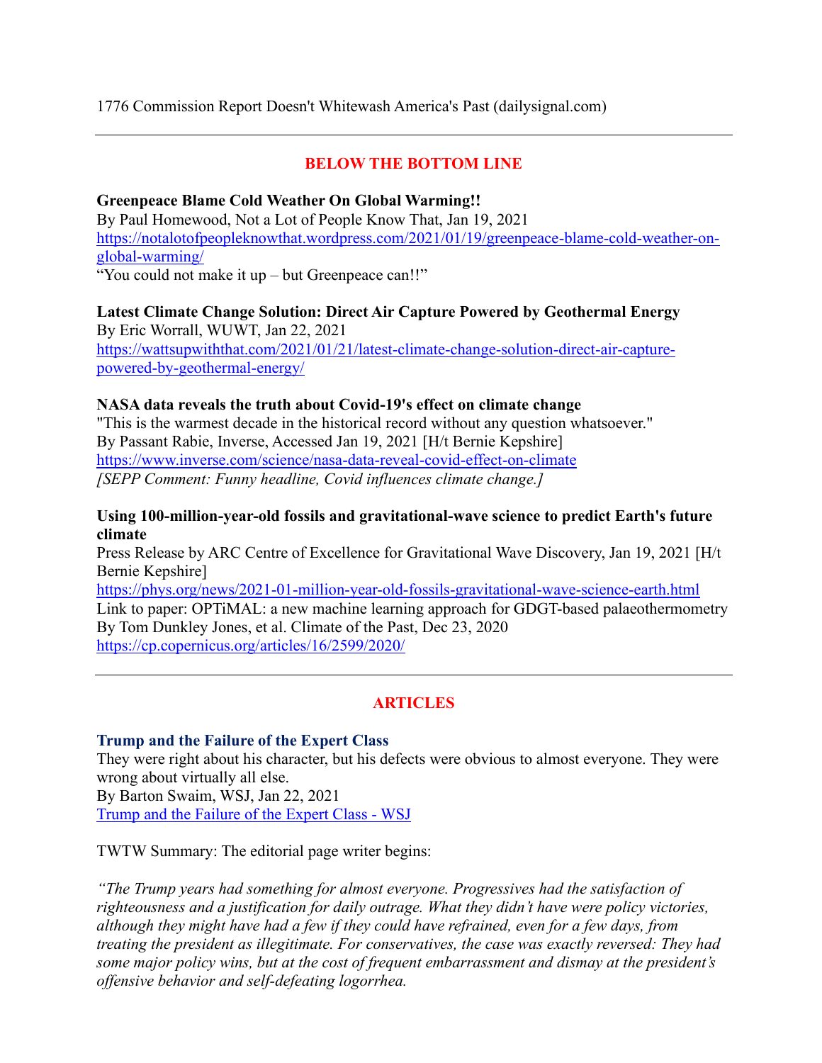1776 Commission Report Doesn't Whitewash America's Past (dailysignal.com)

---

## BELOW THE BOTTOM LINE

**Greenpeace Blame Cold Weather On Global Warming!!**
By Paul Homewood, Not a Lot of People Know That, Jan 19, 2021
https://notalotofpeopleknowthat.wordpress.com/2021/01/19/greenpeace-blame-cold-weather-on-global-warming/
"You could not make it up – but Greenpeace can!!"

**Latest Climate Change Solution: Direct Air Capture Powered by Geothermal Energy**
By Eric Worrall, WUWT, Jan 22, 2021
https://wattsupwiththat.com/2021/01/21/latest-climate-change-solution-direct-air-capture-powered-by-geothermal-energy/

**NASA data reveals the truth about Covid-19's effect on climate change**
"This is the warmest decade in the historical record without any question whatsoever."
By Passant Rabie, Inverse, Accessed Jan 19, 2021 [H/t Bernie Kepshire]
https://www.inverse.com/science/nasa-data-reveal-covid-effect-on-climate
*[SEPP Comment: Funny headline, Covid influences climate change.]*

**Using 100-million-year-old fossils and gravitational-wave science to predict Earth's future climate**
Press Release by ARC Centre of Excellence for Gravitational Wave Discovery, Jan 19, 2021 [H/t Bernie Kepshire]
https://phys.org/news/2021-01-million-year-old-fossils-gravitational-wave-science-earth.html
Link to paper: OPTiMAL: a new machine learning approach for GDGT-based palaeothermometry
By Tom Dunkley Jones, et al. Climate of the Past, Dec 23, 2020
https://cp.copernicus.org/articles/16/2599/2020/

---

## ARTICLES

**Trump and the Failure of the Expert Class**
They were right about his character, but his defects were obvious to almost everyone. They were wrong about virtually all else.
By Barton Swaim, WSJ, Jan 22, 2021
Trump and the Failure of the Expert Class - WSJ

TWTW Summary: The editorial page writer begins:

*"The Trump years had something for almost everyone. Progressives had the satisfaction of righteousness and a justification for daily outrage. What they didn't have were policy victories, although they might have had a few if they could have refrained, even for a few days, from treating the president as illegitimate. For conservatives, the case was exactly reversed: They had some major policy wins, but at the cost of frequent embarrassment and dismay at the president's offensive behavior and self-defeating logorrhea.*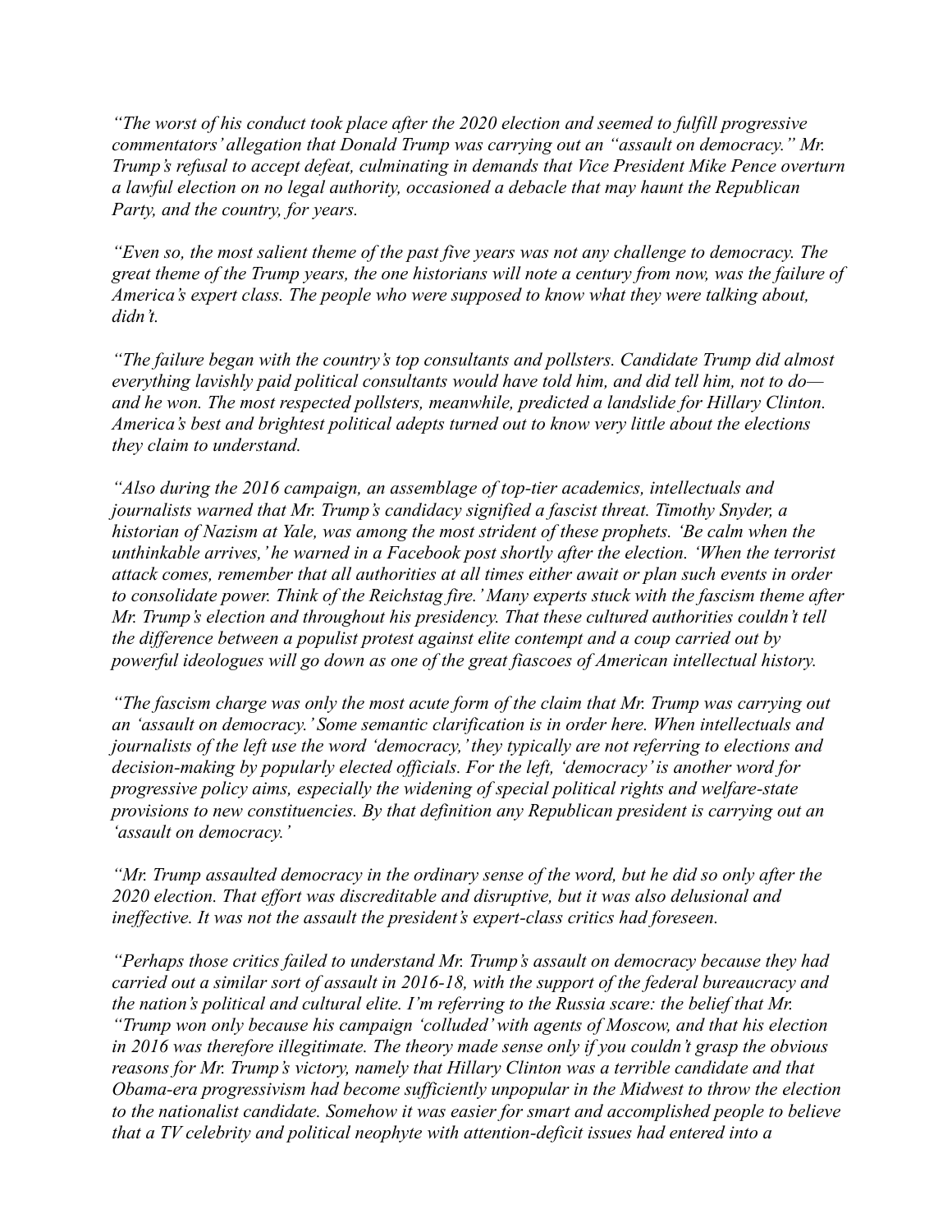*"The worst of his conduct took place after the 2020 election and seemed to fulfill progressive commentators' allegation that Donald Trump was carrying out an "assault on democracy." Mr. Trump's refusal to accept defeat, culminating in demands that Vice President Mike Pence overturn a lawful election on no legal authority, occasioned a debacle that may haunt the Republican Party, and the country, for years.*

*"Even so, the most salient theme of the past five years was not any challenge to democracy. The great theme of the Trump years, the one historians will note a century from now, was the failure of America's expert class. The people who were supposed to know what they were talking about, didn't.*

*"The failure began with the country's top consultants and pollsters. Candidate Trump did almost everything lavishly paid political consultants would have told him, and did tell him, not to do—and he won. The most respected pollsters, meanwhile, predicted a landslide for Hillary Clinton. America's best and brightest political adepts turned out to know very little about the elections they claim to understand.*

*"Also during the 2016 campaign, an assemblage of top-tier academics, intellectuals and journalists warned that Mr. Trump's candidacy signified a fascist threat. Timothy Snyder, a historian of Nazism at Yale, was among the most strident of these prophets. 'Be calm when the unthinkable arrives,' he warned in a Facebook post shortly after the election. 'When the terrorist attack comes, remember that all authorities at all times either await or plan such events in order to consolidate power. Think of the Reichstag fire.' Many experts stuck with the fascism theme after Mr. Trump's election and throughout his presidency. That these cultured authorities couldn't tell the difference between a populist protest against elite contempt and a coup carried out by powerful ideologues will go down as one of the great fiascoes of American intellectual history.*

*"The fascism charge was only the most acute form of the claim that Mr. Trump was carrying out an 'assault on democracy.' Some semantic clarification is in order here. When intellectuals and journalists of the left use the word 'democracy,' they typically are not referring to elections and decision-making by popularly elected officials. For the left, 'democracy' is another word for progressive policy aims, especially the widening of special political rights and welfare-state provisions to new constituencies. By that definition any Republican president is carrying out an 'assault on democracy.'*

*"Mr. Trump assaulted democracy in the ordinary sense of the word, but he did so only after the 2020 election. That effort was discreditable and disruptive, but it was also delusional and ineffective. It was not the assault the president's expert-class critics had foreseen.*

*"Perhaps those critics failed to understand Mr. Trump's assault on democracy because they had carried out a similar sort of assault in 2016-18, with the support of the federal bureaucracy and the nation's political and cultural elite. I'm referring to the Russia scare: the belief that Mr. "Trump won only because his campaign 'colluded' with agents of Moscow, and that his election in 2016 was therefore illegitimate. The theory made sense only if you couldn't grasp the obvious reasons for Mr. Trump's victory, namely that Hillary Clinton was a terrible candidate and that Obama-era progressivism had become sufficiently unpopular in the Midwest to throw the election to the nationalist candidate. Somehow it was easier for smart and accomplished people to believe that a TV celebrity and political neophyte with attention-deficit issues had entered into a*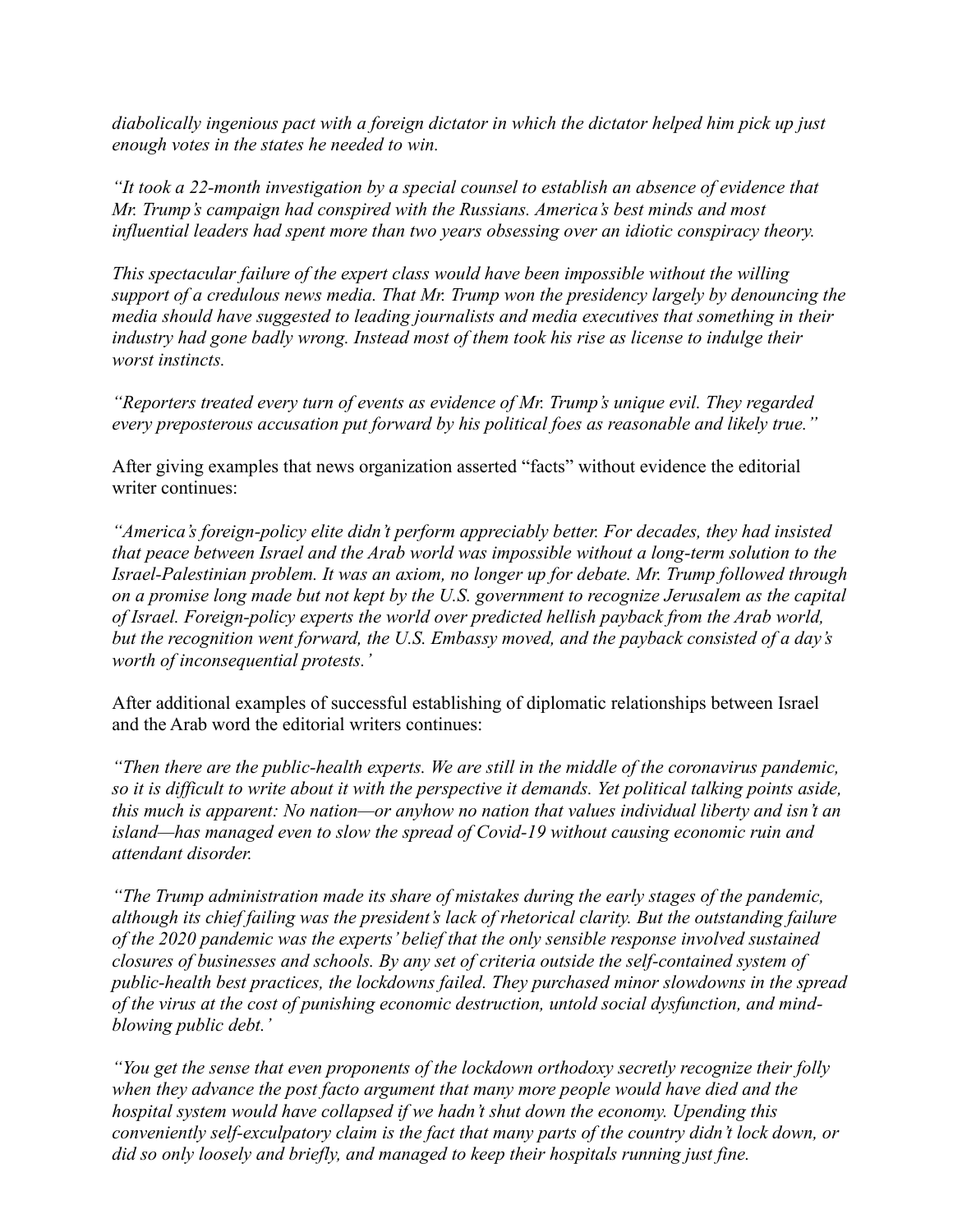*diabolically ingenious pact with a foreign dictator in which the dictator helped him pick up just enough votes in the states he needed to win.*

*"It took a 22-month investigation by a special counsel to establish an absence of evidence that Mr. Trump's campaign had conspired with the Russians. America's best minds and most influential leaders had spent more than two years obsessing over an idiotic conspiracy theory.*

*This spectacular failure of the expert class would have been impossible without the willing support of a credulous news media. That Mr. Trump won the presidency largely by denouncing the media should have suggested to leading journalists and media executives that something in their industry had gone badly wrong. Instead most of them took his rise as license to indulge their worst instincts.*

*"Reporters treated every turn of events as evidence of Mr. Trump's unique evil. They regarded every preposterous accusation put forward by his political foes as reasonable and likely true."*

After giving examples that news organization asserted "facts" without evidence the editorial writer continues:

*"America's foreign-policy elite didn't perform appreciably better. For decades, they had insisted that peace between Israel and the Arab world was impossible without a long-term solution to the Israel-Palestinian problem. It was an axiom, no longer up for debate. Mr. Trump followed through on a promise long made but not kept by the U.S. government to recognize Jerusalem as the capital of Israel. Foreign-policy experts the world over predicted hellish payback from the Arab world, but the recognition went forward, the U.S. Embassy moved, and the payback consisted of a day's worth of inconsequential protests.'*

After additional examples of successful establishing of diplomatic relationships between Israel and the Arab word the editorial writers continues:

*"Then there are the public-health experts. We are still in the middle of the coronavirus pandemic, so it is difficult to write about it with the perspective it demands. Yet political talking points aside, this much is apparent: No nation—or anyhow no nation that values individual liberty and isn't an island—has managed even to slow the spread of Covid-19 without causing economic ruin and attendant disorder.*

*"The Trump administration made its share of mistakes during the early stages of the pandemic, although its chief failing was the president's lack of rhetorical clarity. But the outstanding failure of the 2020 pandemic was the experts' belief that the only sensible response involved sustained closures of businesses and schools. By any set of criteria outside the self-contained system of public-health best practices, the lockdowns failed. They purchased minor slowdowns in the spread of the virus at the cost of punishing economic destruction, untold social dysfunction, and mind-blowing public debt.'*

*"You get the sense that even proponents of the lockdown orthodoxy secretly recognize their folly when they advance the post facto argument that many more people would have died and the hospital system would have collapsed if we hadn't shut down the economy. Upending this conveniently self-exculpatory claim is the fact that many parts of the country didn't lock down, or did so only loosely and briefly, and managed to keep their hospitals running just fine.*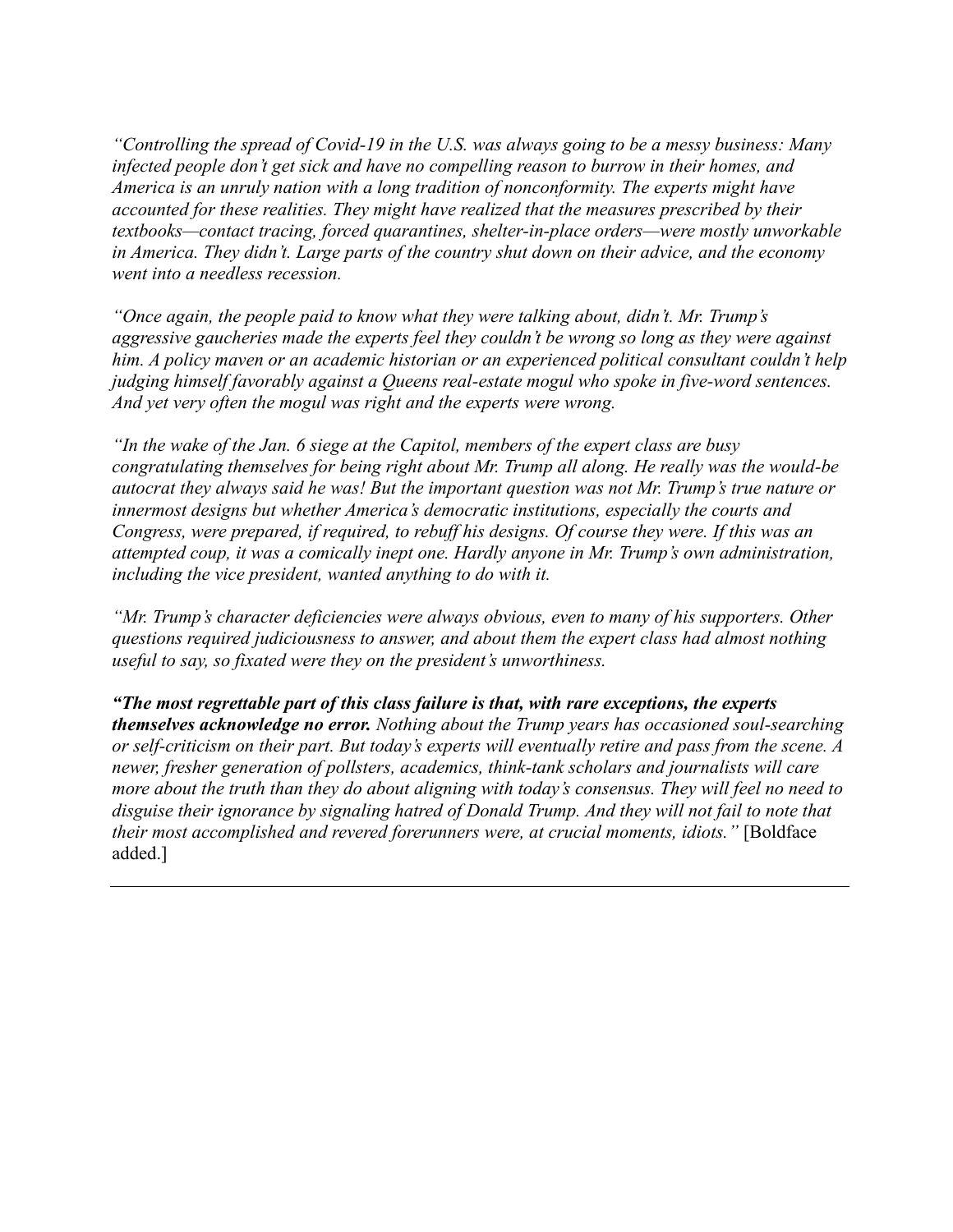*"Controlling the spread of Covid-19 in the U.S. was always going to be a messy business: Many infected people don't get sick and have no compelling reason to burrow in their homes, and America is an unruly nation with a long tradition of nonconformity. The experts might have accounted for these realities. They might have realized that the measures prescribed by their textbooks—contact tracing, forced quarantines, shelter-in-place orders—were mostly unworkable in America. They didn't. Large parts of the country shut down on their advice, and the economy went into a needless recession.*

*"Once again, the people paid to know what they were talking about, didn't. Mr. Trump's aggressive gaucheries made the experts feel they couldn't be wrong so long as they were against him. A policy maven or an academic historian or an experienced political consultant couldn't help judging himself favorably against a Queens real-estate mogul who spoke in five-word sentences. And yet very often the mogul was right and the experts were wrong.*

*"In the wake of the Jan. 6 siege at the Capitol, members of the expert class are busy congratulating themselves for being right about Mr. Trump all along. He really was the would-be autocrat they always said he was! But the important question was not Mr. Trump's true nature or innermost designs but whether America's democratic institutions, especially the courts and Congress, were prepared, if required, to rebuff his designs. Of course they were. If this was an attempted coup, it was a comically inept one. Hardly anyone in Mr. Trump's own administration, including the vice president, wanted anything to do with it.*

*"Mr. Trump's character deficiencies were always obvious, even to many of his supporters. Other questions required judiciousness to answer, and about them the expert class had almost nothing useful to say, so fixated were they on the president's unworthiness.*

***"The most regrettable part of this class failure is that, with rare exceptions, the experts themselves acknowledge no error.*** *Nothing about the Trump years has occasioned soul-searching or self-criticism on their part. But today's experts will eventually retire and pass from the scene. A newer, fresher generation of pollsters, academics, think-tank scholars and journalists will care more about the truth than they do about aligning with today's consensus. They will feel no need to disguise their ignorance by signaling hatred of Donald Trump. And they will not fail to note that their most accomplished and revered forerunners were, at crucial moments, idiots."* [Boldface added.]

---